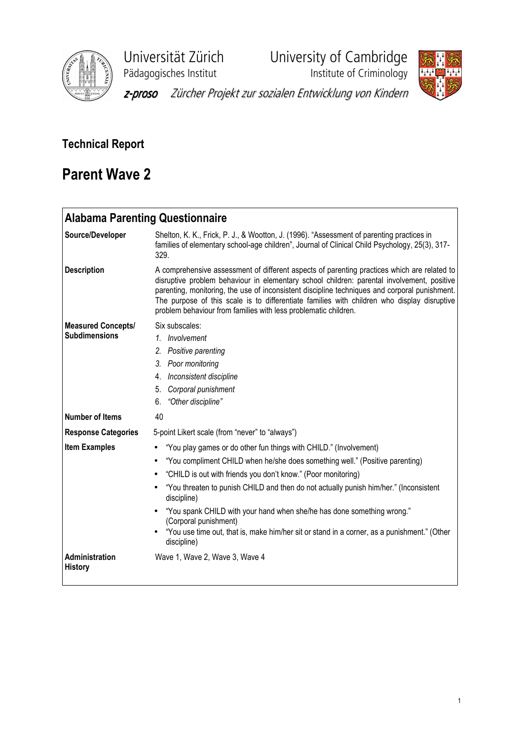Universität Zürich
Pädagogisches Institut

University of Cambridge
Institute of Criminology

*z-proso* *Zürcher Projekt zur sozialen Entwicklung von Kindern*

## Technical Report

# Parent Wave 2

## Alabama Parenting Questionnaire

| | |
|---|---|
| **Source/Developer** | Shelton, K. K., Frick, P. J., & Wootton, J. (1996). "Assessment of parenting practices in families of elementary school-age children", Journal of Clinical Child Psychology, 25(3), 317-329. |
| **Description** | A comprehensive assessment of different aspects of parenting practices which are related to disruptive problem behaviour in elementary school children: parental involvement, positive parenting, monitoring, the use of inconsistent discipline techniques and corporal punishment. The purpose of this scale is to differentiate families with children who display disruptive problem behaviour from families with less problematic children. |
| **Measured Concepts/ Subdimensions** | Six subscales: 1. *Involvement* 2. *Positive parenting* 3. *Poor monitoring* 4. *Inconsistent discipline* 5. *Corporal punishment* 6. *"Other discipline"* |
| **Number of Items** | 40 |
| **Response Categories** | 5-point Likert scale (from "never" to "always") |
| **Item Examples** | • "You play games or do other fun things with CHILD." (Involvement) • "You compliment CHILD when he/she does something well." (Positive parenting) • "CHILD is out with friends you don't know." (Poor monitoring) • "You threaten to punish CHILD and then do not actually punish him/her." (Inconsistent discipline) • "You spank CHILD with your hand when she/he has done something wrong." (Corporal punishment) • "You use time out, that is, make him/her sit or stand in a corner, as a punishment." (Other discipline) |
| **Administration History** | Wave 1, Wave 2, Wave 3, Wave 4 |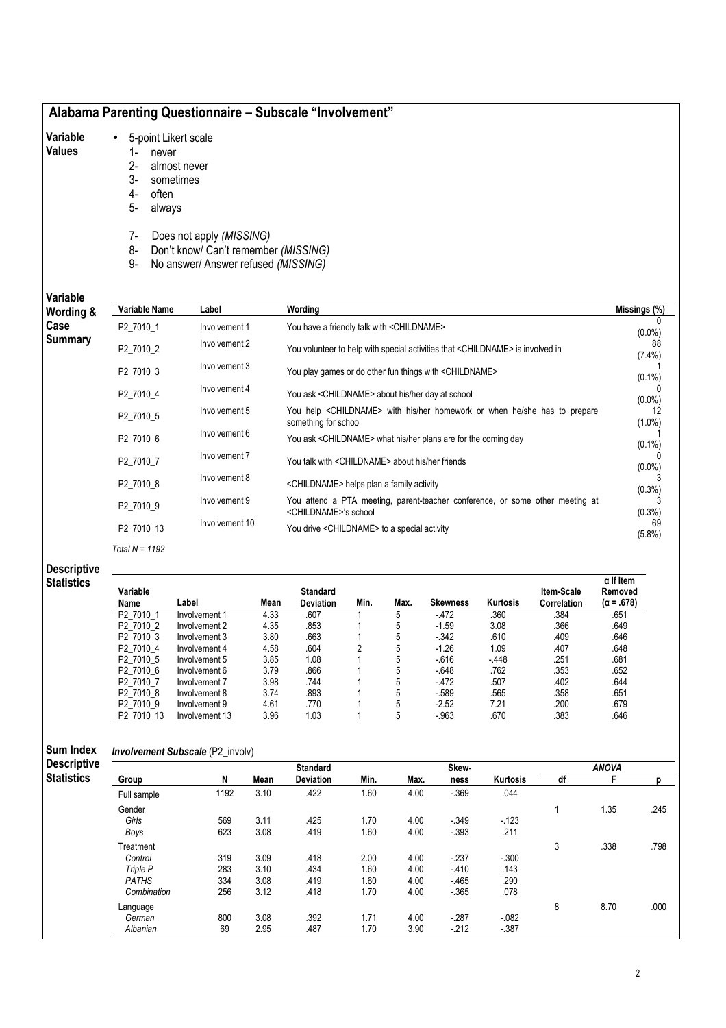## Alabama Parenting Questionnaire – Subscale "Involvement"

**Variable Values**

- 5-point Likert scale
  1- never
  2- almost never
  3- sometimes
  4- often
  5- always

  7- Does not apply *(MISSING)*
  8- Don't know/ Can't remember *(MISSING)*
  9- No answer/ Answer refused *(MISSING)*

**Variable Wording & Case Summary**

| Variable Name | Label | Wording | Missings (%) |
|---|---|---|---|
| P2_7010_1 | Involvement 1 | You have a friendly talk with <CHILDNAME> | 0 (0.0%) |
| P2_7010_2 | Involvement 2 | You volunteer to help with special activities that <CHILDNAME> is involved in | 88 (7.4%) |
| P2_7010_3 | Involvement 3 | You play games or do other fun things with <CHILDNAME> | 1 (0.1%) |
| P2_7010_4 | Involvement 4 | You ask <CHILDNAME> about his/her day at school | 0 (0.0%) |
| P2_7010_5 | Involvement 5 | You help <CHILDNAME> with his/her homework or when he/she has to prepare something for school | 12 (1.0%) |
| P2_7010_6 | Involvement 6 | You ask <CHILDNAME> what his/her plans are for the coming day | 1 (0.1%) |
| P2_7010_7 | Involvement 7 | You talk with <CHILDNAME> about his/her friends | 0 (0.0%) |
| P2_7010_8 | Involvement 8 | <CHILDNAME> helps plan a family activity | 3 (0.3%) |
| P2_7010_9 | Involvement 9 | You attend a PTA meeting, parent-teacher conference, or some other meeting at <CHILDNAME>'s school | 3 (0.3%) |
| P2_7010_13 | Involvement 10 | You drive <CHILDNAME> to a special activity | 69 (5.8%) |

*Total N = 1192*

**Descriptive Statistics**

| Variable Name | Label | Mean | Standard Deviation | Min. | Max. | Skewness | Kurtosis | Item-Scale Correlation | α If Item Removed (α = .678) |
|---|---|---|---|---|---|---|---|---|---|
| P2_7010_1 | Involvement 1 | 4.33 | .607 | 1 | 5 | -.472 | .360 | .384 | .651 |
| P2_7010_2 | Involvement 2 | 4.35 | .853 | 1 | 5 | -1.59 | 3.08 | .366 | .649 |
| P2_7010_3 | Involvement 3 | 3.80 | .663 | 1 | 5 | -.342 | .610 | .409 | .646 |
| P2_7010_4 | Involvement 4 | 4.58 | .604 | 2 | 5 | -1.26 | 1.09 | .407 | .648 |
| P2_7010_5 | Involvement 5 | 3.85 | 1.08 | 1 | 5 | -.616 | -.448 | .251 | .681 |
| P2_7010_6 | Involvement 6 | 3.79 | .866 | 1 | 5 | -.648 | .762 | .353 | .652 |
| P2_7010_7 | Involvement 7 | 3.98 | .744 | 1 | 5 | -.472 | .507 | .402 | .644 |
| P2_7010_8 | Involvement 8 | 3.74 | .893 | 1 | 5 | -.589 | .565 | .358 | .651 |
| P2_7010_9 | Involvement 9 | 4.61 | .770 | 1 | 5 | -2.52 | 7.21 | .200 | .679 |
| P2_7010_13 | Involvement 13 | 3.96 | 1.03 | 1 | 5 | -.963 | .670 | .383 | .646 |

**Sum Index Descriptive Statistics**

***Involvement Subscale*** *(P2_involv)*

| Group | N | Mean | Standard Deviation | Min. | Max. | Skewness | Kurtosis | ANOVA df | ANOVA F | ANOVA p |
|---|---|---|---|---|---|---|---|---|---|---|
| Full sample | 1192 | 3.10 | .422 | 1.60 | 4.00 | -.369 | .044 | | | |
| Gender | | | | | | | | 1 | 1.35 | .245 |
| *Girls* | 569 | 3.11 | .425 | 1.70 | 4.00 | -.349 | -.123 | | | |
| *Boys* | 623 | 3.08 | .419 | 1.60 | 4.00 | -.393 | .211 | | | |
| Treatment | | | | | | | | 3 | .338 | .798 |
| *Control* | 319 | 3.09 | .418 | 2.00 | 4.00 | -.237 | -.300 | | | |
| *Triple P* | 283 | 3.10 | .434 | 1.60 | 4.00 | -.410 | .143 | | | |
| *PATHS* | 334 | 3.08 | .419 | 1.60 | 4.00 | -.465 | .290 | | | |
| *Combination* | 256 | 3.12 | .418 | 1.70 | 4.00 | -.365 | .078 | | | |
| Language | | | | | | | | 8 | 8.70 | .000 |
| *German* | 800 | 3.08 | .392 | 1.71 | 4.00 | -.287 | -.082 | | | |
| *Albanian* | 69 | 2.95 | .487 | 1.70 | 3.90 | -.212 | -.387 | | | |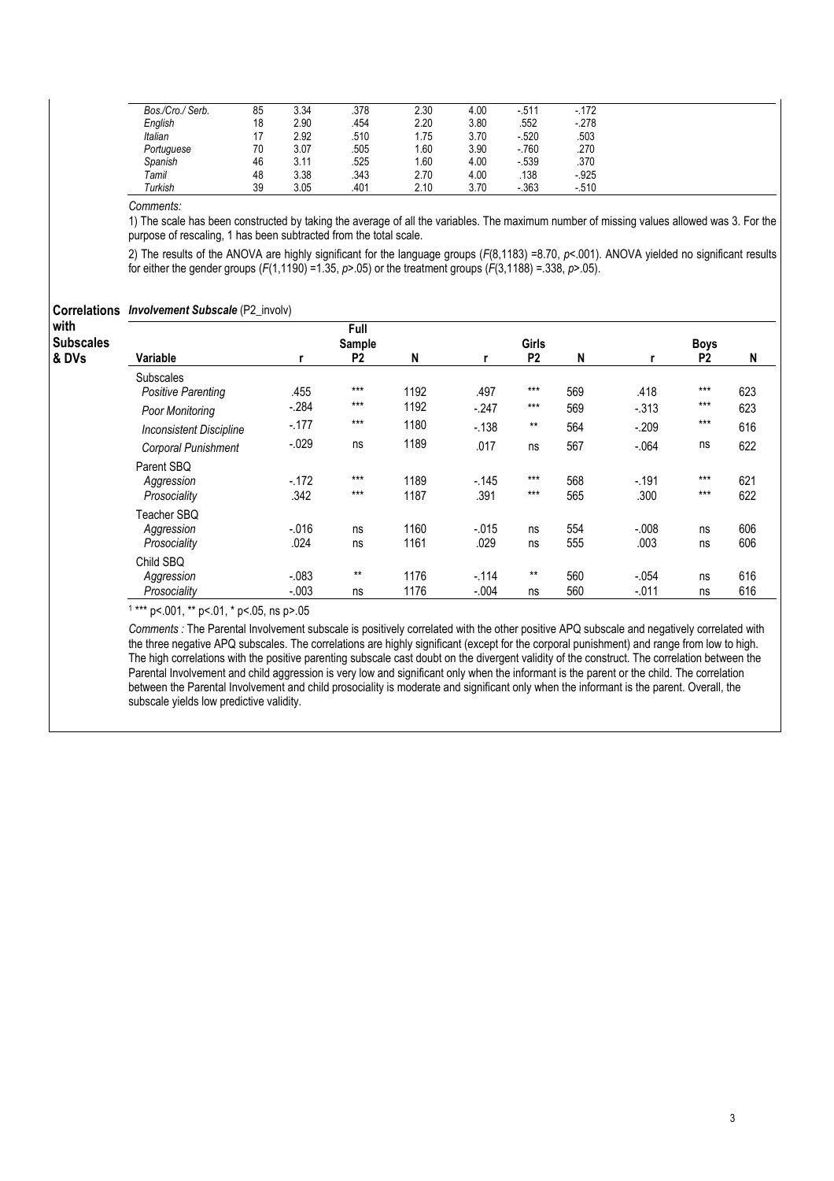| | | | | | | | |
|---|---|---|---|---|---|---|---|
| *Bos./Cro./ Serb.* | 85 | 3.34 | .378 | 2.30 | 4.00 | -.511 | -.172 |
| *English* | 18 | 2.90 | .454 | 2.20 | 3.80 | .552 | -.278 |
| *Italian* | 17 | 2.92 | .510 | 1.75 | 3.70 | -.520 | .503 |
| *Portuguese* | 70 | 3.07 | .505 | 1.60 | 3.90 | -.760 | .270 |
| *Spanish* | 46 | 3.11 | .525 | 1.60 | 4.00 | -.539 | .370 |
| *Tamil* | 48 | 3.38 | .343 | 2.70 | 4.00 | .138 | -.925 |
| *Turkish* | 39 | 3.05 | .401 | 2.10 | 3.70 | -.363 | -.510 |

*Comments:*

1) The scale has been constructed by taking the average of all the variables. The maximum number of missing values allowed was 3. For the purpose of rescaling, 1 has been subtracted from the total scale.

2) The results of the ANOVA are highly significant for the language groups ($F(8,1183) = 8.70$, $p < .001$). ANOVA yielded no significant results for either the gender groups ($F(1,1190) = 1.35$, $p > .05$) or the treatment groups ($F(3,1188) = .338$, $p > .05$).

**Correlations with Subscales & DVs**

***Involvement Subscale*** *(P2_involv)*

| Variable | Full Sample r | P2 | N | Girls r | P2 | N | Boys r | P2 | N |
|---|---|---|---|---|---|---|---|---|---|
| Subscales | | | | | | | | | |
| *Positive Parenting* | .455 | *** | 1192 | .497 | *** | 569 | .418 | *** | 623 |
| *Poor Monitoring* | -.284 | *** | 1192 | -.247 | *** | 569 | -.313 | *** | 623 |
| *Inconsistent Discipline* | -.177 | *** | 1180 | -.138 | ** | 564 | -.209 | *** | 616 |
| *Corporal Punishment* | -.029 | ns | 1189 | .017 | ns | 567 | -.064 | ns | 622 |
| Parent SBQ | | | | | | | | | |
| *Aggression* | -.172 | *** | 1189 | -.145 | *** | 568 | -.191 | *** | 621 |
| *Prosociality* | .342 | *** | 1187 | .391 | *** | 565 | .300 | *** | 622 |
| Teacher SBQ | | | | | | | | | |
| *Aggression* | -.016 | ns | 1160 | -.015 | ns | 554 | -.008 | ns | 606 |
| *Prosociality* | .024 | ns | 1161 | .029 | ns | 555 | .003 | ns | 606 |
| Child SBQ | | | | | | | | | |
| *Aggression* | -.083 | ** | 1176 | -.114 | ** | 560 | -.054 | ns | 616 |
| *Prosociality* | -.003 | ns | 1176 | -.004 | ns | 560 | -.011 | ns | 616 |

[1] *** p<.001, ** p<.01, * p<.05, ns p>.05

*Comments :* The Parental Involvement subscale is positively correlated with the other positive APQ subscale and negatively correlated with the three negative APQ subscales. The correlations are highly significant (except for the corporal punishment) and range from low to high. The high correlations with the positive parenting subscale cast doubt on the divergent validity of the construct. The correlation between the Parental Involvement and child aggression is very low and significant only when the informant is the parent or the child. The correlation between the Parental Involvement and child prosociality is moderate and significant only when the informant is the parent. Overall, the subscale yields low predictive validity.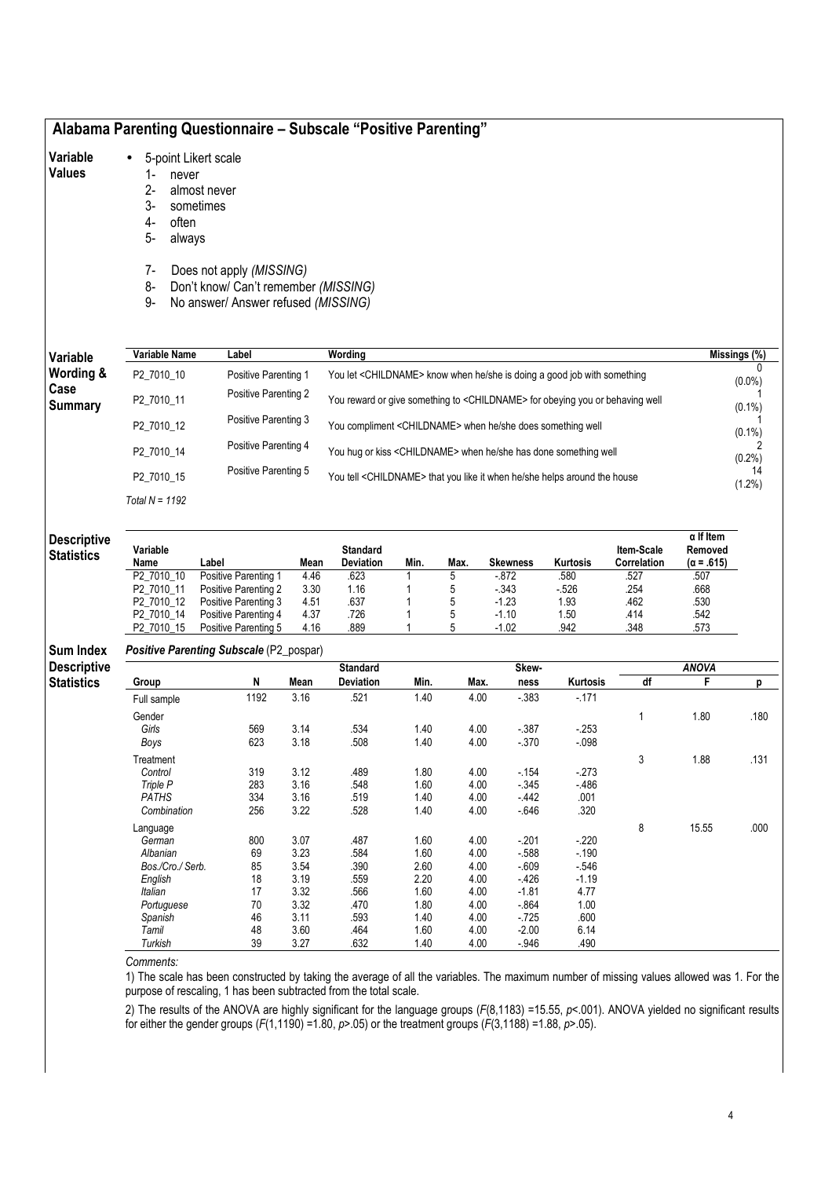## Alabama Parenting Questionnaire – Subscale "Positive Parenting"

**Variable Values**

- 5-point Likert scale
  1- never
  2- almost never
  3- sometimes
  4- often
  5- always

  7- Does not apply *(MISSING)*
  8- Don't know/ Can't remember *(MISSING)*
  9- No answer/ Answer refused *(MISSING)*

**Variable Wording & Case Summary**

| Variable Name | Label | Wording | Missings (%) |
|---|---|---|---|
| P2_7010_10 | Positive Parenting 1 | You let <CHILDNAME> know when he/she is doing a good job with something | 0 (0.0%) |
| P2_7010_11 | Positive Parenting 2 | You reward or give something to <CHILDNAME> for obeying you or behaving well | 1 (0.1%) |
| P2_7010_12 | Positive Parenting 3 | You compliment <CHILDNAME> when he/she does something well | 1 (0.1%) |
| P2_7010_14 | Positive Parenting 4 | You hug or kiss <CHILDNAME> when he/she has done something well | 2 (0.2%) |
| P2_7010_15 | Positive Parenting 5 | You tell <CHILDNAME> that you like it when he/she helps around the house | 14 (1.2%) |

*Total N = 1192*

**Descriptive Statistics**

| Variable Name | Label | Mean | Standard Deviation | Min. | Max. | Skewness | Kurtosis | Item-Scale Correlation | α If Item Removed (α = .615) |
|---|---|---|---|---|---|---|---|---|---|
| P2_7010_10 | Positive Parenting 1 | 4.46 | .623 | 1 | 5 | -.872 | .580 | .527 | .507 |
| P2_7010_11 | Positive Parenting 2 | 3.30 | 1.16 | 1 | 5 | -.343 | -.526 | .254 | .668 |
| P2_7010_12 | Positive Parenting 3 | 4.51 | .637 | 1 | 5 | -1.23 | 1.93 | .462 | .530 |
| P2_7010_14 | Positive Parenting 4 | 4.37 | .726 | 1 | 5 | -1.10 | 1.50 | .414 | .542 |
| P2_7010_15 | Positive Parenting 5 | 4.16 | .889 | 1 | 5 | -1.02 | .942 | .348 | .573 |

**Sum Index Descriptive Statistics**

***Positive Parenting Subscale*** (P2_pospar)

| Group | N | Mean | Standard Deviation | Min. | Max. | Skew-ness | Kurtosis | ANOVA df | ANOVA F | ANOVA p |
|---|---|---|---|---|---|---|---|---|---|---|
| Full sample | 1192 | 3.16 | .521 | 1.40 | 4.00 | -.383 | -.171 | | | |
| Gender | | | | | | | | 1 | 1.80 | .180 |
| *Girls* | 569 | 3.14 | .534 | 1.40 | 4.00 | -.387 | -.253 | | | |
| *Boys* | 623 | 3.18 | .508 | 1.40 | 4.00 | -.370 | -.098 | | | |
| Treatment | | | | | | | | 3 | 1.88 | .131 |
| *Control* | 319 | 3.12 | .489 | 1.80 | 4.00 | -.154 | -.273 | | | |
| *Triple P* | 283 | 3.16 | .548 | 1.60 | 4.00 | -.345 | -.486 | | | |
| *PATHS* | 334 | 3.16 | .519 | 1.40 | 4.00 | -.442 | .001 | | | |
| *Combination* | 256 | 3.22 | .528 | 1.40 | 4.00 | -.646 | .320 | | | |
| Language | | | | | | | | 8 | 15.55 | .000 |
| *German* | 800 | 3.07 | .487 | 1.60 | 4.00 | -.201 | -.220 | | | |
| *Albanian* | 69 | 3.23 | .584 | 1.60 | 4.00 | -.588 | -.190 | | | |
| *Bos./Cro./ Serb.* | 85 | 3.54 | .390 | 2.60 | 4.00 | -.609 | -.546 | | | |
| *English* | 18 | 3.19 | .559 | 2.20 | 4.00 | -.426 | -1.19 | | | |
| *Italian* | 17 | 3.32 | .566 | 1.60 | 4.00 | -1.81 | 4.77 | | | |
| *Portuguese* | 70 | 3.32 | .470 | 1.80 | 4.00 | -.864 | 1.00 | | | |
| *Spanish* | 46 | 3.11 | .593 | 1.40 | 4.00 | -.725 | .600 | | | |
| *Tamil* | 48 | 3.60 | .464 | 1.60 | 4.00 | -2.00 | 6.14 | | | |
| *Turkish* | 39 | 3.27 | .632 | 1.40 | 4.00 | -.946 | .490 | | | |

*Comments:*

1) The scale has been constructed by taking the average of all the variables. The maximum number of missing values allowed was 1. For the purpose of rescaling, 1 has been subtracted from the total scale.

2) The results of the ANOVA are highly significant for the language groups ($F(8,1183) = 15.55$, $p < .001$). ANOVA yielded no significant results for either the gender groups ($F(1,1190) = 1.80$, $p > .05$) or the treatment groups ($F(3,1188) = 1.88$, $p > .05$).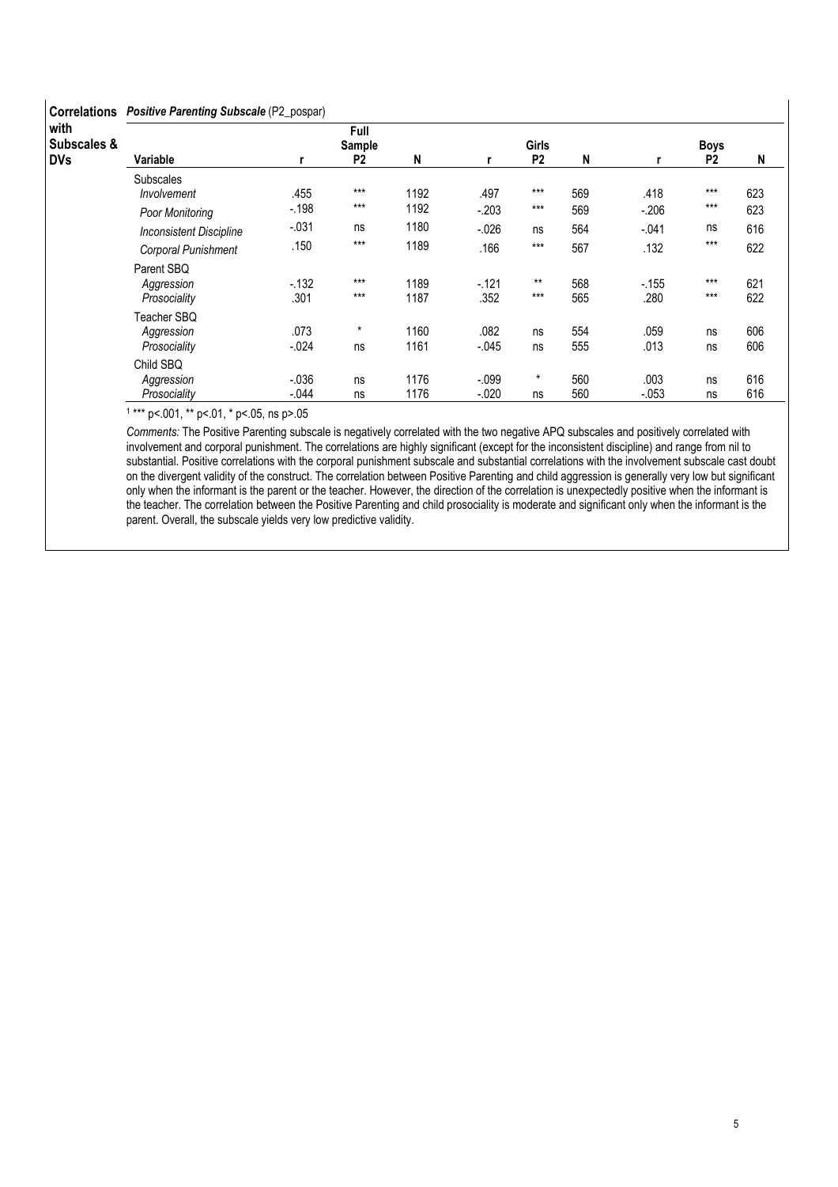**Correlations with Subscales & DVs** — ***Positive Parenting Subscale*** (P2_pospar)

| Variable | Full Sample r | P2 | N | Girls r | P2 | N | Boys r | P2 | N |
|---|---|---|---|---|---|---|---|---|---|
| Subscales | | | | | | | | | |
| *Involvement* | .455 | *** | 1192 | .497 | *** | 569 | .418 | *** | 623 |
| *Poor Monitoring* | -.198 | *** | 1192 | -.203 | *** | 569 | -.206 | *** | 623 |
| *Inconsistent Discipline* | -.031 | ns | 1180 | -.026 | ns | 564 | -.041 | ns | 616 |
| *Corporal Punishment* | .150 | *** | 1189 | .166 | *** | 567 | .132 | *** | 622 |
| Parent SBQ | | | | | | | | | |
| *Aggression* | -.132 | *** | 1189 | -.121 | ** | 568 | -.155 | *** | 621 |
| *Prosociality* | .301 | *** | 1187 | .352 | *** | 565 | .280 | *** | 622 |
| Teacher SBQ | | | | | | | | | |
| *Aggression* | .073 | * | 1160 | .082 | ns | 554 | .059 | ns | 606 |
| *Prosociality* | -.024 | ns | 1161 | -.045 | ns | 555 | .013 | ns | 606 |
| Child SBQ | | | | | | | | | |
| *Aggression* | -.036 | ns | 1176 | -.099 | * | 560 | .003 | ns | 616 |
| *Prosociality* | -.044 | ns | 1176 | -.020 | ns | 560 | -.053 | ns | 616 |

[1] *** p<.001, ** p<.01, * p<.05, ns p>.05

*Comments:* The Positive Parenting subscale is negatively correlated with the two negative APQ subscales and positively correlated with involvement and corporal punishment. The correlations are highly significant (except for the inconsistent discipline) and range from nil to substantial. Positive correlations with the corporal punishment subscale and substantial correlations with the involvement subscale cast doubt on the divergent validity of the construct. The correlation between Positive Parenting and child aggression is generally very low but significant only when the informant is the parent or the teacher. However, the direction of the correlation is unexpectedly positive when the informant is the teacher. The correlation between the Positive Parenting and child prosociality is moderate and significant only when the informant is the parent. Overall, the subscale yields very low predictive validity.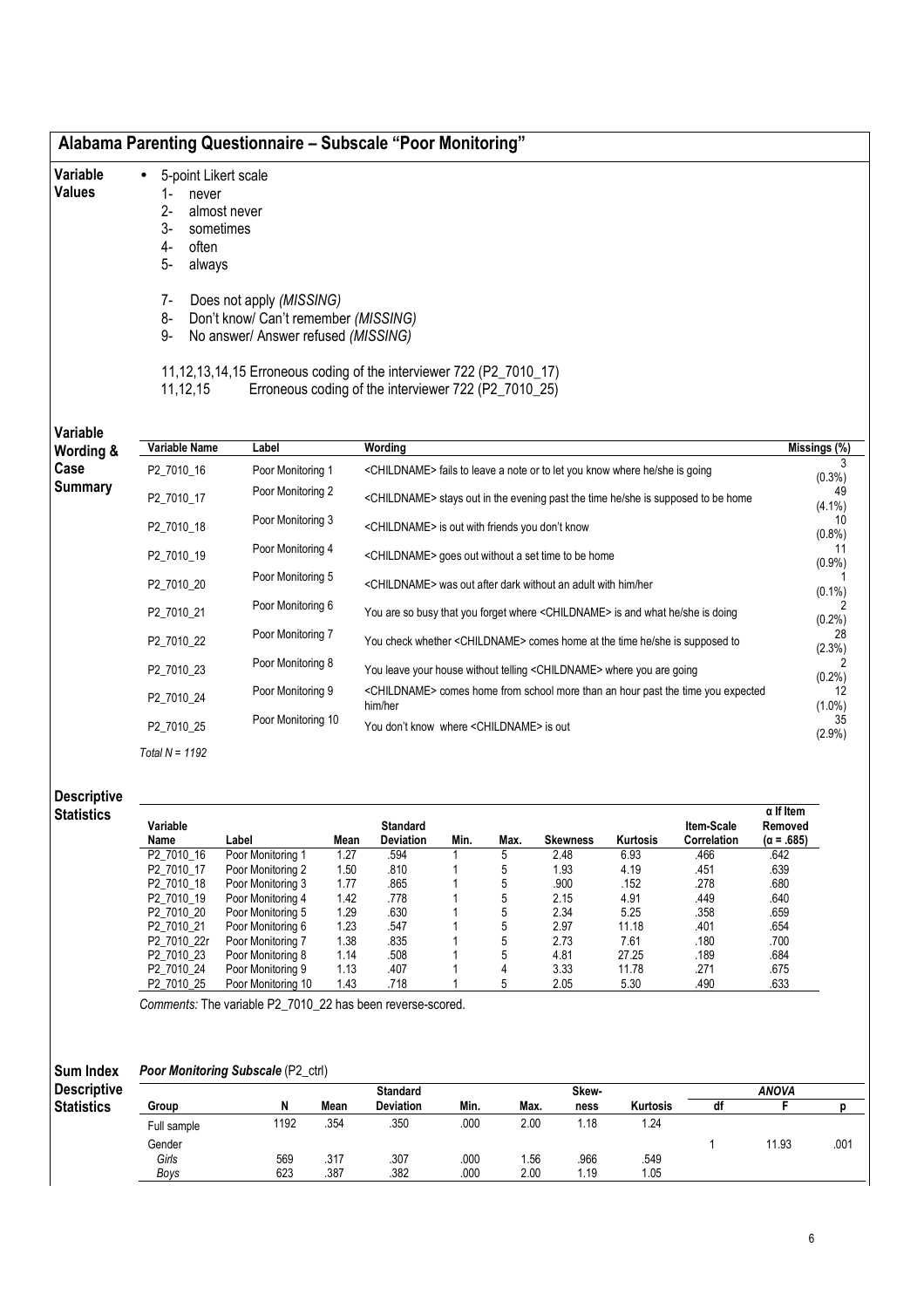## Alabama Parenting Questionnaire – Subscale "Poor Monitoring"

**Variable Values**

- 5-point Likert scale
  1- never
  2- almost never
  3- sometimes
  4- often
  5- always

  7- Does not apply *(MISSING)*
  8- Don't know/ Can't remember *(MISSING)*
  9- No answer/ Answer refused *(MISSING)*

  11,12,13,14,15 Erroneous coding of the interviewer 722 (P2_7010_17)
  11,12,15 Erroneous coding of the interviewer 722 (P2_7010_25)

**Variable Wording & Case Summary**

| Variable Name | Label | Wording | Missings (%) |
|---|---|---|---|
| P2_7010_16 | Poor Monitoring 1 | <CHILDNAME> fails to leave a note or to let you know where he/she is going | 3 (0.3%) |
| P2_7010_17 | Poor Monitoring 2 | <CHILDNAME> stays out in the evening past the time he/she is supposed to be home | 49 (4.1%) |
| P2_7010_18 | Poor Monitoring 3 | <CHILDNAME> is out with friends you don't know | 10 (0.8%) |
| P2_7010_19 | Poor Monitoring 4 | <CHILDNAME> goes out without a set time to be home | 11 (0.9%) |
| P2_7010_20 | Poor Monitoring 5 | <CHILDNAME> was out after dark without an adult with him/her | 1 (0.1%) |
| P2_7010_21 | Poor Monitoring 6 | You are so busy that you forget where <CHILDNAME> is and what he/she is doing | 2 (0.2%) |
| P2_7010_22 | Poor Monitoring 7 | You check whether <CHILDNAME> comes home at the time he/she is supposed to | 28 (2.3%) |
| P2_7010_23 | Poor Monitoring 8 | You leave your house without telling <CHILDNAME> where you are going | 2 (0.2%) |
| P2_7010_24 | Poor Monitoring 9 | <CHILDNAME> comes home from school more than an hour past the time you expected him/her | 12 (1.0%) |
| P2_7010_25 | Poor Monitoring 10 | You don't know where <CHILDNAME> is out | 35 (2.9%) |

*Total N = 1192*

**Descriptive Statistics**

| Variable Name | Label | Mean | Standard Deviation | Min. | Max. | Skewness | Kurtosis | Item-Scale Correlation | α If Item Removed (α = .685) |
|---|---|---|---|---|---|---|---|---|---|
| P2_7010_16 | Poor Monitoring 1 | 1.27 | .594 | 1 | 5 | 2.48 | 6.93 | .466 | .642 |
| P2_7010_17 | Poor Monitoring 2 | 1.50 | .810 | 1 | 5 | 1.93 | 4.19 | .451 | .639 |
| P2_7010_18 | Poor Monitoring 3 | 1.77 | .865 | 1 | 5 | .900 | .152 | .278 | .680 |
| P2_7010_19 | Poor Monitoring 4 | 1.42 | .778 | 1 | 5 | 2.15 | 4.91 | .449 | .640 |
| P2_7010_20 | Poor Monitoring 5 | 1.29 | .630 | 1 | 5 | 2.34 | 5.25 | .358 | .659 |
| P2_7010_21 | Poor Monitoring 6 | 1.23 | .547 | 1 | 5 | 2.97 | 11.18 | .401 | .654 |
| P2_7010_22r | Poor Monitoring 7 | 1.38 | .835 | 1 | 5 | 2.73 | 7.61 | .180 | .700 |
| P2_7010_23 | Poor Monitoring 8 | 1.14 | .508 | 1 | 5 | 4.81 | 27.25 | .189 | .684 |
| P2_7010_24 | Poor Monitoring 9 | 1.13 | .407 | 1 | 4 | 3.33 | 11.78 | .271 | .675 |
| P2_7010_25 | Poor Monitoring 10 | 1.43 | .718 | 1 | 5 | 2.05 | 5.30 | .490 | .633 |

*Comments:* The variable P2_7010_22 has been reverse-scored.

**Sum Index Descriptive Statistics**

***Poor Monitoring Subscale*** (P2_ctrl)

| Group | N | Mean | Standard Deviation | Min. | Max. | Skew-ness | Kurtosis | ANOVA df | ANOVA F | ANOVA p |
|---|---|---|---|---|---|---|---|---|---|---|
| Full sample | 1192 | .354 | .350 | .000 | 2.00 | 1.18 | 1.24 | | | |
| Gender | | | | | | | | 1 | 11.93 | .001 |
| *Girls* | 569 | .317 | .307 | .000 | 1.56 | .966 | .549 | | | |
| *Boys* | 623 | .387 | .382 | .000 | 2.00 | 1.19 | 1.05 | | | |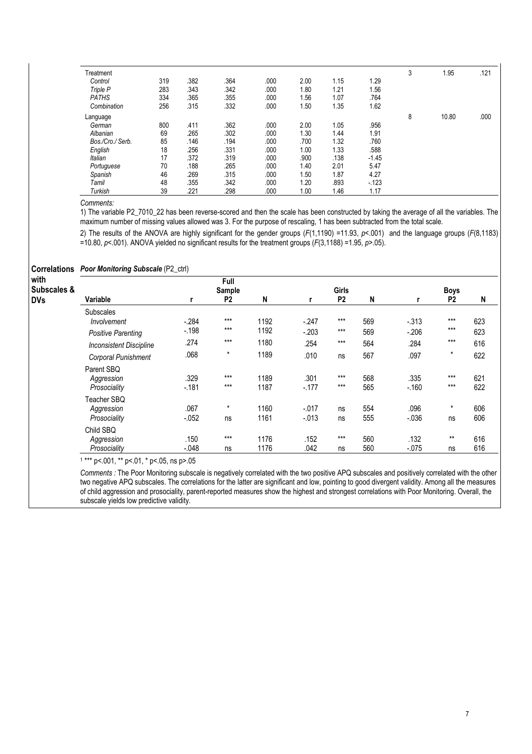| | | | | | | | | | | |
|---|---|---|---|---|---|---|---|---|---|---|
| Treatment | | | | | | | | 3 | 1.95 | .121 |
| *Control* | 319 | .382 | .364 | .000 | 2.00 | 1.15 | 1.29 | | | |
| *Triple P* | 283 | .343 | .342 | .000 | 1.80 | 1.21 | 1.56 | | | |
| *PATHS* | 334 | .365 | .355 | .000 | 1.56 | 1.07 | .764 | | | |
| *Combination* | 256 | .315 | .332 | .000 | 1.50 | 1.35 | 1.62 | | | |
| Language | | | | | | | | 8 | 10.80 | .000 |
| *German* | 800 | .411 | .362 | .000 | 2.00 | 1.05 | .956 | | | |
| *Albanian* | 69 | .265 | .302 | .000 | 1.30 | 1.44 | 1.91 | | | |
| *Bos./Cro./ Serb.* | 85 | .146 | .194 | .000 | .700 | 1.32 | .760 | | | |
| *English* | 18 | .256 | .331 | .000 | 1.00 | 1.33 | .588 | | | |
| *Italian* | 17 | .372 | .319 | .000 | .900 | .138 | -1.45 | | | |
| *Portuguese* | 70 | .188 | .265 | .000 | 1.40 | 2.01 | 5.47 | | | |
| *Spanish* | 46 | .269 | .315 | .000 | 1.50 | 1.87 | 4.27 | | | |
| *Tamil* | 48 | .355 | .342 | .000 | 1.20 | .893 | -.123 | | | |
| *Turkish* | 39 | .221 | .298 | .000 | 1.00 | 1.46 | 1.17 | | | |

*Comments:*

1) The variable P2_7010_22 has been reverse-scored and then the scale has been constructed by taking the average of all the variables. The maximum number of missing values allowed was 3. For the purpose of rescaling, 1 has been subtracted from the total scale.

2) The results of the ANOVA are highly significant for the gender groups ($F(1,1190) = 11.93$, $p < .001$) and the language groups ($F(8,1183) = 10.80$, $p < .001$). ANOVA yielded no significant results for the treatment groups ($F(3,1188) = 1.95$, $p > .05$).

**Correlations with Subscales & DVs**

***Poor Monitoring Subscale*** (P2_ctrl)

| Variable | Full Sample r | P2 | N | Girls r | P2 | N | Boys r | P2 | N |
|---|---|---|---|---|---|---|---|---|---|
| Subscales | | | | | | | | | |
| *Involvement* | -.284 | *** | 1192 | -.247 | *** | 569 | -.313 | *** | 623 |
| *Positive Parenting* | -.198 | *** | 1192 | -.203 | *** | 569 | -.206 | *** | 623 |
| *Inconsistent Discipline* | .274 | *** | 1180 | .254 | *** | 564 | .284 | *** | 616 |
| *Corporal Punishment* | .068 | * | 1189 | .010 | ns | 567 | .097 | * | 622 |
| Parent SBQ | | | | | | | | | |
| *Aggression* | .329 | *** | 1189 | .301 | *** | 568 | .335 | *** | 621 |
| *Prosociality* | -.181 | *** | 1187 | -.177 | *** | 565 | -.160 | *** | 622 |
| Teacher SBQ | | | | | | | | | |
| *Aggression* | .067 | * | 1160 | -.017 | ns | 554 | .096 | * | 606 |
| *Prosociality* | -.052 | ns | 1161 | -.013 | ns | 555 | -.036 | ns | 606 |
| Child SBQ | | | | | | | | | |
| *Aggression* | .150 | *** | 1176 | .152 | *** | 560 | .132 | ** | 616 |
| *Prosociality* | -.048 | ns | 1176 | .042 | ns | 560 | -.075 | ns | 616 |

[1] *** p<.001, ** p<.01, * p<.05, ns p>.05

*Comments :* The Poor Monitoring subscale is negatively correlated with the two positive APQ subscales and positively correlated with the other two negative APQ subscales. The correlations for the latter are significant and low, pointing to good divergent validity. Among all the measures of child aggression and prosociality, parent-reported measures show the highest and strongest correlations with Poor Monitoring. Overall, the subscale yields low predictive validity.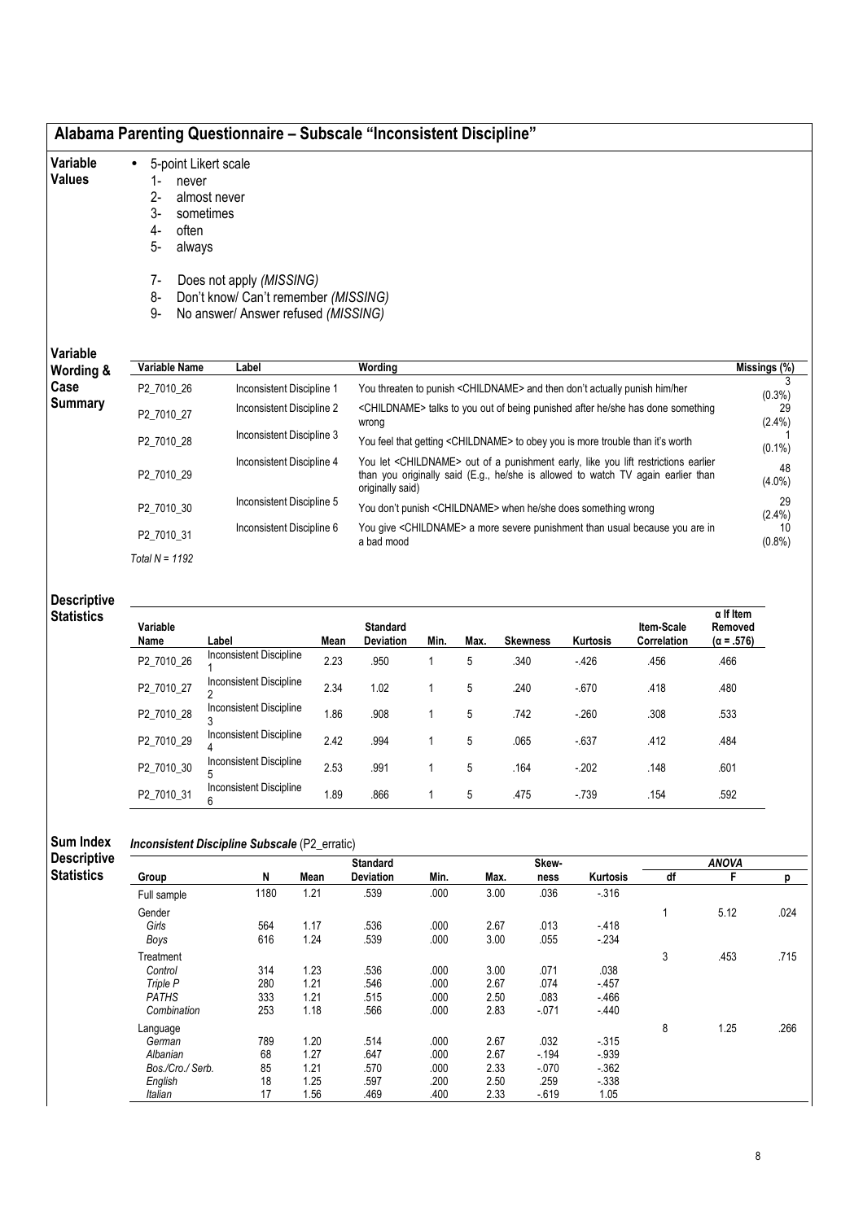## Alabama Parenting Questionnaire – Subscale "Inconsistent Discipline"

**Variable Values**

- 5-point Likert scale
  1- never
  2- almost never
  3- sometimes
  4- often
  5- always

  7- Does not apply *(MISSING)*
  8- Don't know/ Can't remember *(MISSING)*
  9- No answer/ Answer refused *(MISSING)*

**Variable Wording & Case Summary**

| Variable Name | Label | Wording | Missings (%) |
|---|---|---|---|
| P2_7010_26 | Inconsistent Discipline 1 | You threaten to punish <CHILDNAME> and then don't actually punish him/her | 3 (0.3%) |
| P2_7010_27 | Inconsistent Discipline 2 | <CHILDNAME> talks to you out of being punished after he/she has done something wrong | 29 (2.4%) |
| P2_7010_28 | Inconsistent Discipline 3 | You feel that getting <CHILDNAME> to obey you is more trouble than it's worth | 1 (0.1%) |
| P2_7010_29 | Inconsistent Discipline 4 | You let <CHILDNAME> out of a punishment early, like you lift restrictions earlier than you originally said (E.g., he/she is allowed to watch TV again earlier than originally said) | 48 (4.0%) |
| P2_7010_30 | Inconsistent Discipline 5 | You don't punish <CHILDNAME> when he/she does something wrong | 29 (2.4%) |
| P2_7010_31 | Inconsistent Discipline 6 | You give <CHILDNAME> a more severe punishment than usual because you are in a bad mood | 10 (0.8%) |

*Total N = 1192*

**Descriptive Statistics**

| Variable Name | Label | Mean | Standard Deviation | Min. | Max. | Skewness | Kurtosis | Item-Scale Correlation | α If Item Removed (α = .576) |
|---|---|---|---|---|---|---|---|---|---|
| P2_7010_26 | Inconsistent Discipline 1 | 2.23 | .950 | 1 | 5 | .340 | -.426 | .456 | .466 |
| P2_7010_27 | Inconsistent Discipline 2 | 2.34 | 1.02 | 1 | 5 | .240 | -.670 | .418 | .480 |
| P2_7010_28 | Inconsistent Discipline 3 | 1.86 | .908 | 1 | 5 | .742 | -.260 | .308 | .533 |
| P2_7010_29 | Inconsistent Discipline 4 | 2.42 | .994 | 1 | 5 | .065 | -.637 | .412 | .484 |
| P2_7010_30 | Inconsistent Discipline 5 | 2.53 | .991 | 1 | 5 | .164 | -.202 | .148 | .601 |
| P2_7010_31 | Inconsistent Discipline 6 | 1.89 | .866 | 1 | 5 | .475 | -.739 | .154 | .592 |

**Sum Index Descriptive Statistics**

***Inconsistent Discipline Subscale*** (P2_erratic)

| Group | N | Mean | Standard Deviation | Min. | Max. | Skewness | Kurtosis | ANOVA df | F | p |
|---|---|---|---|---|---|---|---|---|---|---|
| Full sample | 1180 | 1.21 | .539 | .000 | 3.00 | .036 | -.316 | | | |
| Gender | | | | | | | | 1 | 5.12 | .024 |
| *Girls* | 564 | 1.17 | .536 | .000 | 2.67 | .013 | -.418 | | | |
| *Boys* | 616 | 1.24 | .539 | .000 | 3.00 | .055 | -.234 | | | |
| Treatment | | | | | | | | 3 | .453 | .715 |
| *Control* | 314 | 1.23 | .536 | .000 | 3.00 | .071 | .038 | | | |
| *Triple P* | 280 | 1.21 | .546 | .000 | 2.67 | .074 | -.457 | | | |
| *PATHS* | 333 | 1.21 | .515 | .000 | 2.50 | .083 | -.466 | | | |
| *Combination* | 253 | 1.18 | .566 | .000 | 2.83 | -.071 | -.440 | | | |
| Language | | | | | | | | 8 | 1.25 | .266 |
| *German* | 789 | 1.20 | .514 | .000 | 2.67 | .032 | -.315 | | | |
| *Albanian* | 68 | 1.27 | .647 | .000 | 2.67 | -.194 | -.939 | | | |
| *Bos./Cro./ Serb.* | 85 | 1.21 | .570 | .000 | 2.33 | -.070 | -.362 | | | |
| *English* | 18 | 1.25 | .597 | .200 | 2.50 | .259 | -.338 | | | |
| *Italian* | 17 | 1.56 | .469 | .400 | 2.33 | -.619 | 1.05 | | | |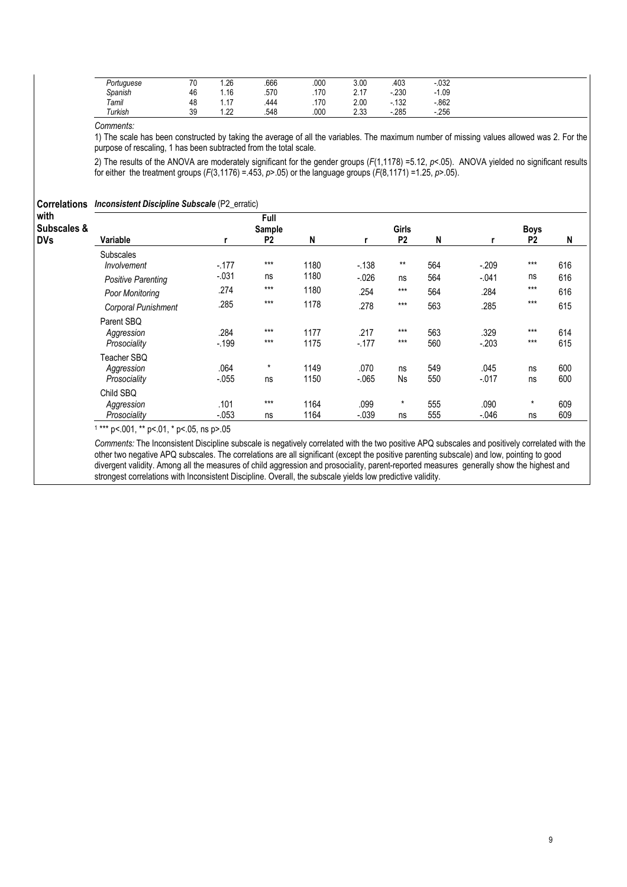| | | | | | | |
|---|---|---|---|---|---|---|
| *Portuguese* | 70 | 1.26 | .666 | .000 | 3.00 | .403 | -.032 |
| *Spanish* | 46 | 1.16 | .570 | .170 | 2.17 | -.230 | -1.09 |
| *Tamil* | 48 | 1.17 | .444 | .170 | 2.00 | -.132 | -.862 |
| *Turkish* | 39 | 1.22 | .548 | .000 | 2.33 | -.285 | -.256 |

*Comments:*

1) The scale has been constructed by taking the average of all the variables. The maximum number of missing values allowed was 2. For the purpose of rescaling, 1 has been subtracted from the total scale.

2) The results of the ANOVA are moderately significant for the gender groups ($F(1,1178)$ =5.12, $p$<.05). ANOVA yielded no significant results for either the treatment groups ($F(3,1176)$ =.453, $p$>.05) or the language groups ($F(8,1171)$ =1.25, $p$>.05).

**Correlations with Subscales & DVs**

***Inconsistent Discipline Subscale*** (P2_erratic)

| Variable | Full Sample r | P2 | N | Girls r | P2 | N | Boys r | P2 | N |
|---|---|---|---|---|---|---|---|---|---|
| Subscales | | | | | | | | | |
| *Involvement* | -.177 | *** | 1180 | -.138 | ** | 564 | -.209 | *** | 616 |
| *Positive Parenting* | -.031 | ns | 1180 | -.026 | ns | 564 | -.041 | ns | 616 |
| *Poor Monitoring* | .274 | *** | 1180 | .254 | *** | 564 | .284 | *** | 616 |
| *Corporal Punishment* | .285 | *** | 1178 | .278 | *** | 563 | .285 | *** | 615 |
| Parent SBQ | | | | | | | | | |
| *Aggression* | .284 | *** | 1177 | .217 | *** | 563 | .329 | *** | 614 |
| *Prosociality* | -.199 | *** | 1175 | -.177 | *** | 560 | -.203 | *** | 615 |
| Teacher SBQ | | | | | | | | | |
| *Aggression* | .064 | * | 1149 | .070 | ns | 549 | .045 | ns | 600 |
| *Prosociality* | -.055 | ns | 1150 | -.065 | Ns | 550 | -.017 | ns | 600 |
| Child SBQ | | | | | | | | | |
| *Aggression* | .101 | *** | 1164 | .099 | * | 555 | .090 | * | 609 |
| *Prosociality* | -.053 | ns | 1164 | -.039 | ns | 555 | -.046 | ns | 609 |

[1] *** p<.001, ** p<.01, * p<.05, ns p>.05

*Comments:* The Inconsistent Discipline subscale is negatively correlated with the two positive APQ subscales and positively correlated with the other two negative APQ subscales. The correlations are all significant (except the positive parenting subscale) and low, pointing to good divergent validity. Among all the measures of child aggression and prosociality, parent-reported measures generally show the highest and strongest correlations with Inconsistent Discipline. Overall, the subscale yields low predictive validity.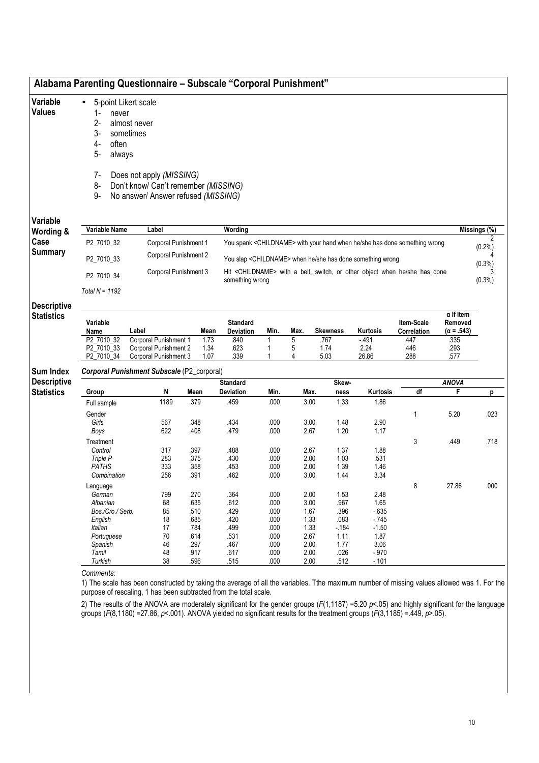## Alabama Parenting Questionnaire – Subscale "Corporal Punishment"

**Variable Values**

- 5-point Likert scale
  1- never
  2- almost never
  3- sometimes
  4- often
  5- always

  7- Does not apply *(MISSING)*
  8- Don't know/ Can't remember *(MISSING)*
  9- No answer/ Answer refused *(MISSING)*

**Variable Wording & Case Summary**

| Variable Name | Label | Wording | Missings (%) |
|---|---|---|---|
| P2_7010_32 | Corporal Punishment 1 | You spank <CHILDNAME> with your hand when he/she has done something wrong | 2 (0.2%) |
| P2_7010_33 | Corporal Punishment 2 | You slap <CHILDNAME> when he/she has done something wrong | 4 (0.3%) |
| P2_7010_34 | Corporal Punishment 3 | Hit <CHILDNAME> with a belt, switch, or other object when he/she has done something wrong | 3 (0.3%) |

*Total N = 1192*

**Descriptive Statistics**

| Variable Name | Label | Mean | Standard Deviation | Min. | Max. | Skewness | Kurtosis | Item-Scale Correlation | α If Item Removed (α = .543) |
|---|---|---|---|---|---|---|---|---|---|
| P2_7010_32 | Corporal Punishment 1 | 1.73 | .840 | 1 | 5 | .767 | -.491 | .447 | .335 |
| P2_7010_33 | Corporal Punishment 2 | 1.34 | .623 | 1 | 5 | 1.74 | 2.24 | .446 | .293 |
| P2_7010_34 | Corporal Punishment 3 | 1.07 | .339 | 1 | 4 | 5.03 | 26.86 | .288 | .577 |

**Sum Index Descriptive Statistics**

***Corporal Punishment Subscale*** (P2_corporal)

| Group | N | Mean | Standard Deviation | Min. | Max. | Skew-ness | Kurtosis | ANOVA df | ANOVA F | ANOVA p |
|---|---|---|---|---|---|---|---|---|---|---|
| Full sample | 1189 | .379 | .459 | .000 | 3.00 | 1.33 | 1.86 | | | |
| Gender | | | | | | | | 1 | 5.20 | .023 |
| *Girls* | 567 | .348 | .434 | .000 | 3.00 | 1.48 | 2.90 | | | |
| *Boys* | 622 | .408 | .479 | .000 | 2.67 | 1.20 | 1.17 | | | |
| Treatment | | | | | | | | 3 | .449 | .718 |
| *Control* | 317 | .397 | .488 | .000 | 2.67 | 1.37 | 1.88 | | | |
| *Triple P* | 283 | .375 | .430 | .000 | 2.00 | 1.03 | .531 | | | |
| *PATHS* | 333 | .358 | .453 | .000 | 2.00 | 1.39 | 1.46 | | | |
| *Combination* | 256 | .391 | .462 | .000 | 3.00 | 1.44 | 3.34 | | | |
| Language | | | | | | | | 8 | 27.86 | .000 |
| *German* | 799 | .270 | .364 | .000 | 2.00 | 1.53 | 2.48 | | | |
| *Albanian* | 68 | .635 | .612 | .000 | 3.00 | .967 | 1.65 | | | |
| *Bos./Cro./ Serb.* | 85 | .510 | .429 | .000 | 1.67 | .396 | -.635 | | | |
| *English* | 18 | .685 | .420 | .000 | 1.33 | .083 | -.745 | | | |
| *Italian* | 17 | .784 | .499 | .000 | 1.33 | -.184 | -1.50 | | | |
| *Portuguese* | 70 | .614 | .531 | .000 | 2.67 | 1.11 | 1.87 | | | |
| *Spanish* | 46 | .297 | .467 | .000 | 2.00 | 1.77 | 3.06 | | | |
| *Tamil* | 48 | .917 | .617 | .000 | 2.00 | .026 | -.970 | | | |
| *Turkish* | 38 | .596 | .515 | .000 | 2.00 | .512 | -.101 | | | |

*Comments:*

1) The scale has been constructed by taking the average of all the variables. Tthe maximum number of missing values allowed was 1. For the purpose of rescaling, 1 has been subtracted from the total scale.

2) The results of the ANOVA are moderately significant for the gender groups ($F(1,1187) = 5.20$ $p<.05$) and highly significant for the language groups ($F(8,1180) = 27.86$, $p<.001$). ANOVA yielded no significant results for the treatment groups ($F(3,1185) = .449$, $p>.05$).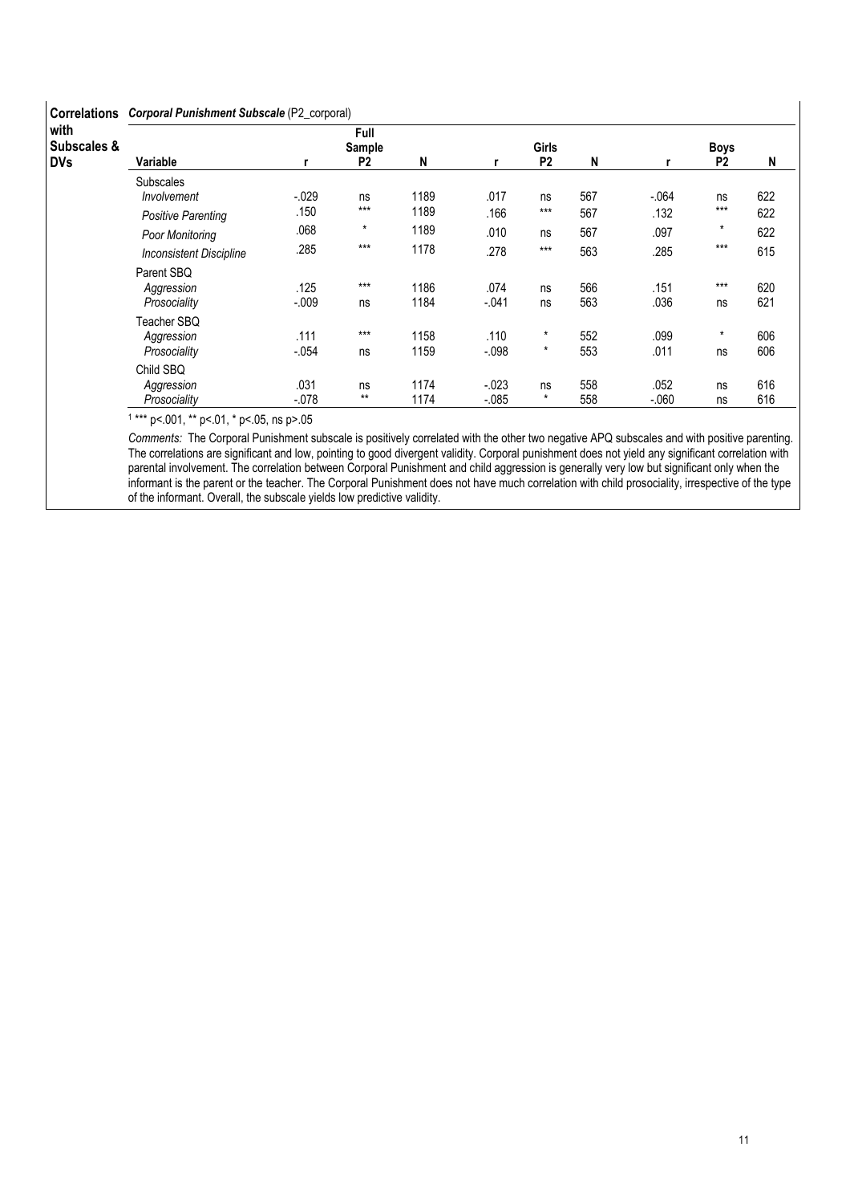**Correlations with Subscales & DVs** — ***Corporal Punishment Subscale*** (P2_corporal)

| Variable | Full Sample r | Full Sample P2 | Full Sample N | Girls r | Girls P2 | Girls N | Boys r | Boys P2 | Boys N |
|---|---|---|---|---|---|---|---|---|---|
| Subscales | | | | | | | | | |
| *Involvement* | -.029 | ns | 1189 | .017 | ns | 567 | -.064 | ns | 622 |
| *Positive Parenting* | .150 | *** | 1189 | .166 | *** | 567 | .132 | *** | 622 |
| *Poor Monitoring* | .068 | * | 1189 | .010 | ns | 567 | .097 | * | 622 |
| *Inconsistent Discipline* | .285 | *** | 1178 | .278 | *** | 563 | .285 | *** | 615 |
| Parent SBQ | | | | | | | | | |
| *Aggression* | .125 | *** | 1186 | .074 | ns | 566 | .151 | *** | 620 |
| *Prosociality* | -.009 | ns | 1184 | -.041 | ns | 563 | .036 | ns | 621 |
| Teacher SBQ | | | | | | | | | |
| *Aggression* | .111 | *** | 1158 | .110 | * | 552 | .099 | * | 606 |
| *Prosociality* | -.054 | ns | 1159 | -.098 | * | 553 | .011 | ns | 606 |
| Child SBQ | | | | | | | | | |
| *Aggression* | .031 | ns | 1174 | -.023 | ns | 558 | .052 | ns | 616 |
| *Prosociality* | -.078 | ** | 1174 | -.085 | * | 558 | -.060 | ns | 616 |

[1] *** p<.001, ** p<.01, * p<.05, ns p>.05

*Comments:* The Corporal Punishment subscale is positively correlated with the other two negative APQ subscales and with positive parenting. The correlations are significant and low, pointing to good divergent validity. Corporal punishment does not yield any significant correlation with parental involvement. The correlation between Corporal Punishment and child aggression is generally very low but significant only when the informant is the parent or the teacher. The Corporal Punishment does not have much correlation with child prosociality, irrespective of the type of the informant. Overall, the subscale yields low predictive validity.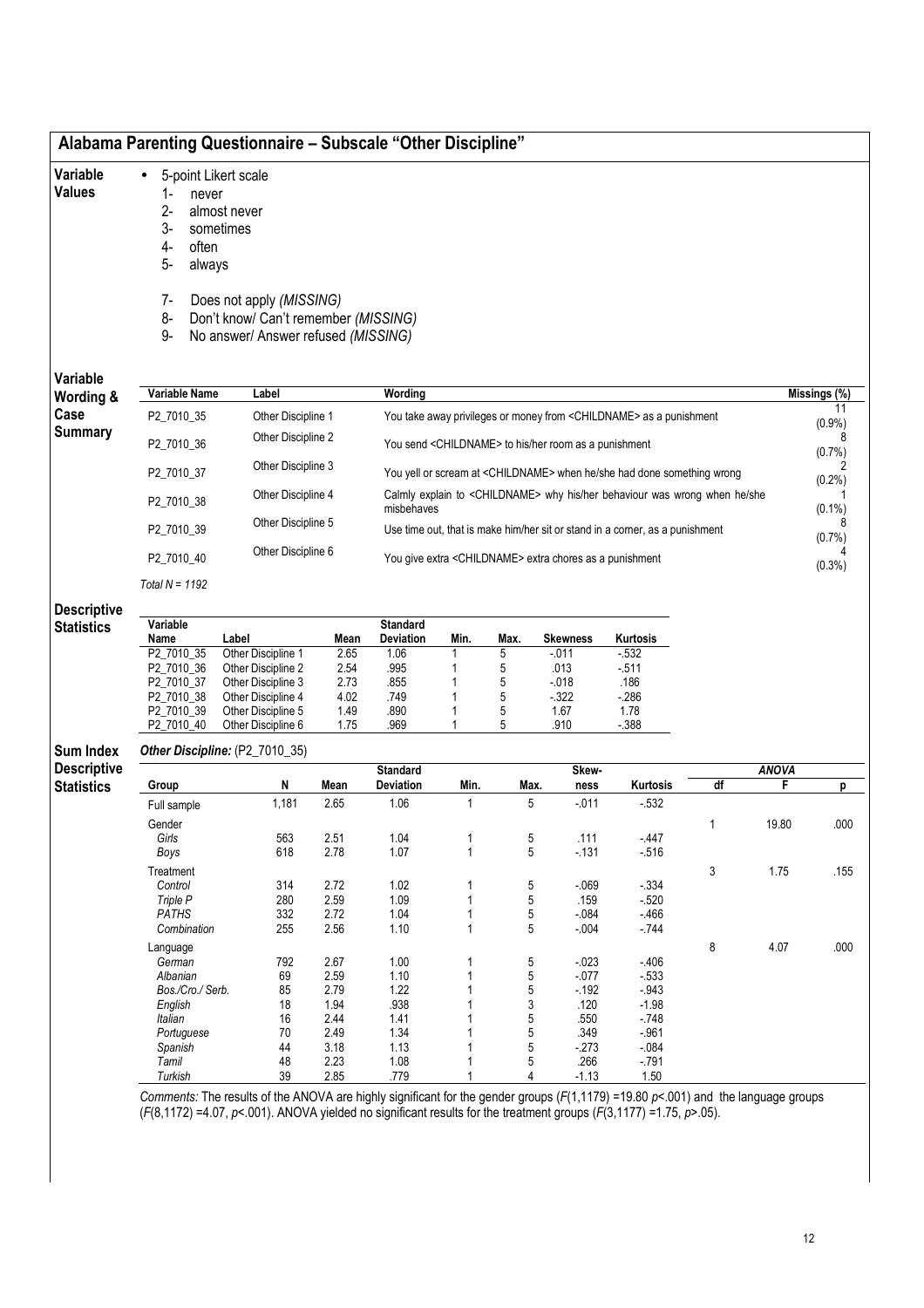## Alabama Parenting Questionnaire – Subscale "Other Discipline"

**Variable Values**

- 5-point Likert scale
  1- never
  2- almost never
  3- sometimes
  4- often
  5- always

  7- Does not apply *(MISSING)*
  8- Don't know/ Can't remember *(MISSING)*
  9- No answer/ Answer refused *(MISSING)*

**Variable Wording & Case Summary**

| Variable Name | Label | Wording | Missings (%) |
|---|---|---|---|
| P2_7010_35 | Other Discipline 1 | You take away privileges or money from <CHILDNAME> as a punishment | 11 (0.9%) |
| P2_7010_36 | Other Discipline 2 | You send <CHILDNAME> to his/her room as a punishment | 8 (0.7%) |
| P2_7010_37 | Other Discipline 3 | You yell or scream at <CHILDNAME> when he/she had done something wrong | 2 (0.2%) |
| P2_7010_38 | Other Discipline 4 | Calmly explain to <CHILDNAME> why his/her behaviour was wrong when he/she misbehaves | 1 (0.1%) |
| P2_7010_39 | Other Discipline 5 | Use time out, that is make him/her sit or stand in a corner, as a punishment | 8 (0.7%) |
| P2_7010_40 | Other Discipline 6 | You give extra <CHILDNAME> extra chores as a punishment | 4 (0.3%) |

*Total N = 1192*

**Descriptive Statistics**

| Variable Name | Label | Mean | Standard Deviation | Min. | Max. | Skewness | Kurtosis |
|---|---|---|---|---|---|---|---|
| P2_7010_35 | Other Discipline 1 | 2.65 | 1.06 | 1 | 5 | -.011 | -.532 |
| P2_7010_36 | Other Discipline 2 | 2.54 | .995 | 1 | 5 | .013 | -.511 |
| P2_7010_37 | Other Discipline 3 | 2.73 | .855 | 1 | 5 | -.018 | .186 |
| P2_7010_38 | Other Discipline 4 | 4.02 | .749 | 1 | 5 | -.322 | -.286 |
| P2_7010_39 | Other Discipline 5 | 1.49 | .890 | 1 | 5 | 1.67 | 1.78 |
| P2_7010_40 | Other Discipline 6 | 1.75 | .969 | 1 | 5 | .910 | -.388 |

**Sum Index Descriptive Statistics**

***Other Discipline:*** (P2_7010_35)

| Group | N | Mean | Standard Deviation | Min. | Max. | Skew-ness | Kurtosis | ANOVA df | F | p |
|---|---|---|---|---|---|---|---|---|---|---|
| Full sample | 1,181 | 2.65 | 1.06 | 1 | 5 | -.011 | -.532 | | | |
| Gender | | | | | | | | 1 | 19.80 | .000 |
| *Girls* | 563 | 2.51 | 1.04 | 1 | 5 | .111 | -.447 | | | |
| *Boys* | 618 | 2.78 | 1.07 | 1 | 5 | -.131 | -.516 | | | |
| Treatment | | | | | | | | 3 | 1.75 | .155 |
| *Control* | 314 | 2.72 | 1.02 | 1 | 5 | -.069 | -.334 | | | |
| *Triple P* | 280 | 2.59 | 1.09 | 1 | 5 | .159 | -.520 | | | |
| *PATHS* | 332 | 2.72 | 1.04 | 1 | 5 | -.084 | -.466 | | | |
| *Combination* | 255 | 2.56 | 1.10 | 1 | 5 | -.004 | -.744 | | | |
| Language | | | | | | | | 8 | 4.07 | .000 |
| *German* | 792 | 2.67 | 1.00 | 1 | 5 | -.023 | -.406 | | | |
| *Albanian* | 69 | 2.59 | 1.10 | 1 | 5 | -.077 | -.533 | | | |
| *Bos./Cro./ Serb.* | 85 | 2.79 | 1.22 | 1 | 5 | -.192 | -.943 | | | |
| *English* | 18 | 1.94 | .938 | 1 | 3 | .120 | -1.98 | | | |
| *Italian* | 16 | 2.44 | 1.41 | 1 | 5 | .550 | -.748 | | | |
| *Portuguese* | 70 | 2.49 | 1.34 | 1 | 5 | .349 | -.961 | | | |
| *Spanish* | 44 | 3.18 | 1.13 | 1 | 5 | -.273 | -.084 | | | |
| *Tamil* | 48 | 2.23 | 1.08 | 1 | 5 | .266 | -.791 | | | |
| *Turkish* | 39 | 2.85 | .779 | 1 | 4 | -1.13 | 1.50 | | | |

*Comments:* The results of the ANOVA are highly significant for the gender groups ($F(1,1179) = 19.80$ $p<.001$) and the language groups ($F(8,1172) = 4.07$, $p<.001$). ANOVA yielded no significant results for the treatment groups ($F(3,1177) = 1.75$, $p>.05$).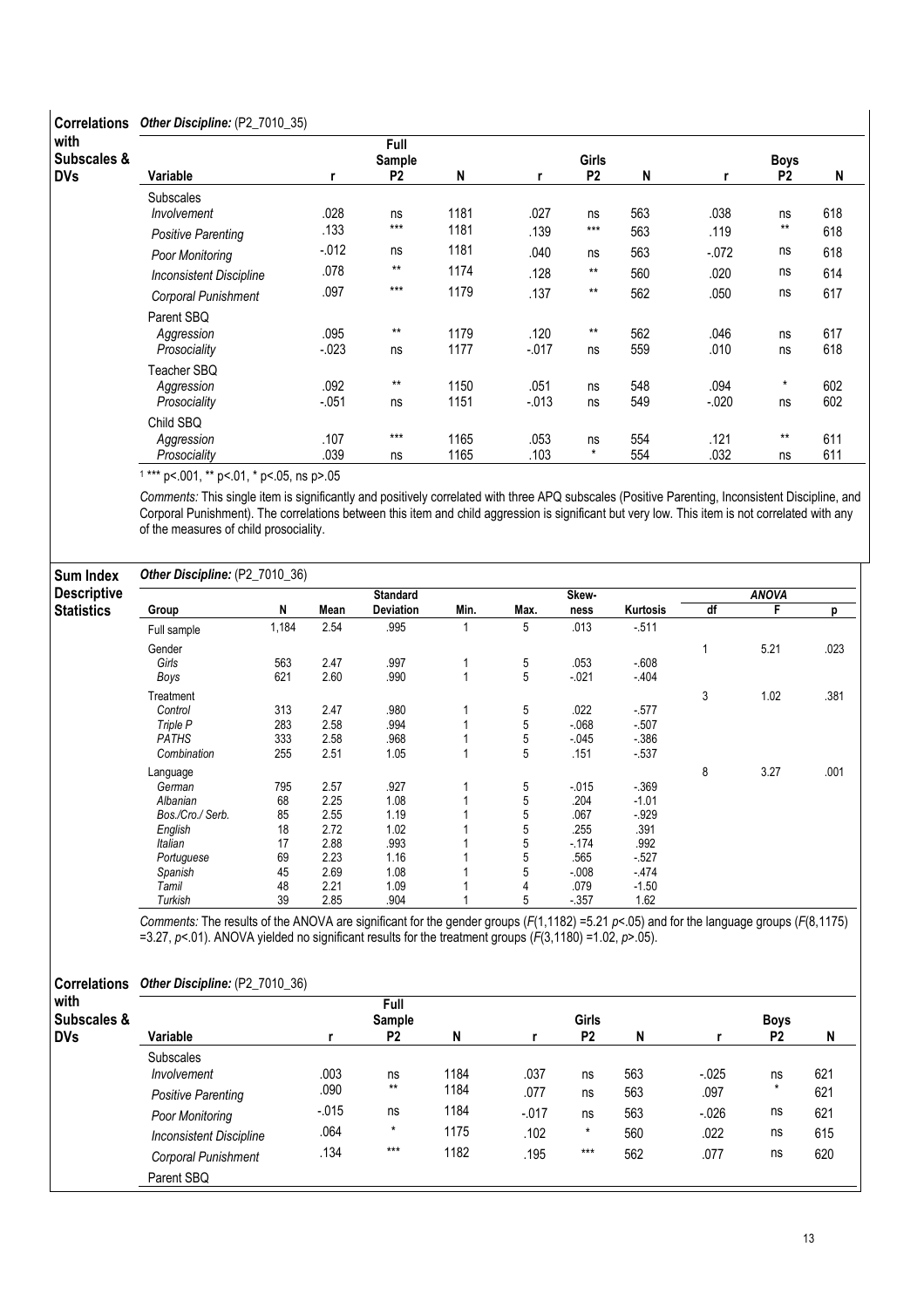## Correlations with Subscales & DVs

*Other Discipline:* (P2_7010_35)

| Variable | Full Sample r | P2 | N | Girls r | P2 | N | Boys r | P2 | N |
|---|---|---|---|---|---|---|---|---|---|
| **Subscales** | | | | | | | | | |
| *Involvement* | .028 | ns | 1181 | .027 | ns | 563 | .038 | ns | 618 |
| *Positive Parenting* | .133 | *** | 1181 | .139 | *** | 563 | .119 | ** | 618 |
| *Poor Monitoring* | -.012 | ns | 1181 | .040 | ns | 563 | -.072 | ns | 618 |
| *Inconsistent Discipline* | .078 | ** | 1174 | .128 | ** | 560 | .020 | ns | 614 |
| *Corporal Punishment* | .097 | *** | 1179 | .137 | ** | 562 | .050 | ns | 617 |
| **Parent SBQ** | | | | | | | | | |
| *Aggression* | .095 | ** | 1179 | .120 | ** | 562 | .046 | ns | 617 |
| *Prosociality* | -.023 | ns | 1177 | -.017 | ns | 559 | .010 | ns | 618 |
| **Teacher SBQ** | | | | | | | | | |
| *Aggression* | .092 | ** | 1150 | .051 | ns | 548 | .094 | * | 602 |
| *Prosociality* | -.051 | ns | 1151 | -.013 | ns | 549 | -.020 | ns | 602 |
| **Child SBQ** | | | | | | | | | |
| *Aggression* | .107 | *** | 1165 | .053 | ns | 554 | .121 | ** | 611 |
| *Prosociality* | .039 | ns | 1165 | .103 | * | 554 | .032 | ns | 611 |

[1] *** p<.001, ** p<.01, * p<.05, ns p>.05

*Comments:* This single item is significantly and positively correlated with three APQ subscales (Positive Parenting, Inconsistent Discipline, and Corporal Punishment). The correlations between this item and child aggression is significant but very low. This item is not correlated with any of the measures of child prosociality.

## Sum Index Descriptive Statistics

*Other Discipline:* (P2_7010_36)

| Group | N | Mean | Standard Deviation | Min. | Max. | Skew-ness | Kurtosis | ANOVA df | F | p |
|---|---|---|---|---|---|---|---|---|---|---|
| Full sample | 1,184 | 2.54 | .995 | 1 | 5 | .013 | -.511 | | | |
| **Gender** | | | | | | | | 1 | 5.21 | .023 |
| *Girls* | 563 | 2.47 | .997 | 1 | 5 | .053 | -.608 | | | |
| *Boys* | 621 | 2.60 | .990 | 1 | 5 | -.021 | -.404 | | | |
| **Treatment** | | | | | | | | 3 | 1.02 | .381 |
| *Control* | 313 | 2.47 | .980 | 1 | 5 | .022 | -.577 | | | |
| *Triple P* | 283 | 2.58 | .994 | 1 | 5 | -.068 | -.507 | | | |
| *PATHS* | 333 | 2.58 | .968 | 1 | 5 | -.045 | -.386 | | | |
| *Combination* | 255 | 2.51 | 1.05 | 1 | 5 | .151 | -.537 | | | |
| **Language** | | | | | | | | 8 | 3.27 | .001 |
| *German* | 795 | 2.57 | .927 | 1 | 5 | -.015 | -.369 | | | |
| *Albanian* | 68 | 2.25 | 1.08 | 1 | 5 | .204 | -1.01 | | | |
| *Bos./Cro./ Serb.* | 85 | 2.55 | 1.19 | 1 | 5 | .067 | -.929 | | | |
| *English* | 18 | 2.72 | 1.02 | 1 | 5 | .255 | .391 | | | |
| *Italian* | 17 | 2.88 | .993 | 1 | 5 | -.174 | .992 | | | |
| *Portuguese* | 69 | 2.23 | 1.16 | 1 | 5 | .565 | -.527 | | | |
| *Spanish* | 45 | 2.69 | 1.08 | 1 | 5 | -.008 | -.474 | | | |
| *Tamil* | 48 | 2.21 | 1.09 | 1 | 4 | .079 | -1.50 | | | |
| *Turkish* | 39 | 2.85 | .904 | 1 | 5 | -.357 | 1.62 | | | |

*Comments:* The results of the ANOVA are significant for the gender groups ($F(1,1182)$ =5.21 $p<.05$) and for the language groups ($F(8,1175)$ =3.27, $p<.01$). ANOVA yielded no significant results for the treatment groups ($F(3,1180)$ =1.02, $p>.05$).

## Correlations with Subscales & DVs

*Other Discipline:* (P2_7010_36)

| Variable | Full Sample r | P2 | N | Girls r | P2 | N | Boys r | P2 | N |
|---|---|---|---|---|---|---|---|---|---|
| **Subscales** | | | | | | | | | |
| *Involvement* | .003 | ns | 1184 | .037 | ns | 563 | -.025 | ns | 621 |
| *Positive Parenting* | .090 | ** | 1184 | .077 | ns | 563 | .097 | * | 621 |
| *Poor Monitoring* | -.015 | ns | 1184 | -.017 | ns | 563 | -.026 | ns | 621 |
| *Inconsistent Discipline* | .064 | * | 1175 | .102 | * | 560 | .022 | ns | 615 |
| *Corporal Punishment* | .134 | *** | 1182 | .195 | *** | 562 | .077 | ns | 620 |
| **Parent SBQ** | | | | | | | | | |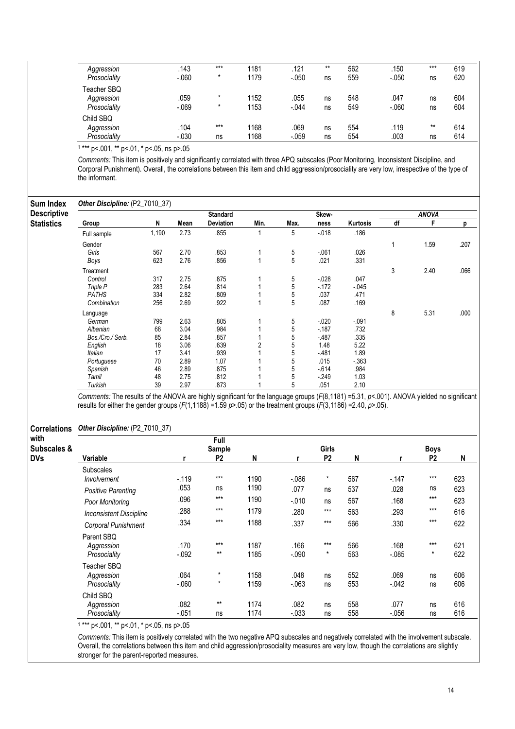| | r | P2 | N | r | P2 | N | r | P2 | N |
|---|---|---|---|---|---|---|---|---|---|
| *Aggression* | .143 | *** | 1181 | .121 | ** | 562 | .150 | *** | 619 |
| *Prosociality* | -.060 | * | 1179 | -.050 | ns | 559 | -.050 | ns | 620 |
| Teacher SBQ | | | | | | | | | |
| *Aggression* | .059 | * | 1152 | .055 | ns | 548 | .047 | ns | 604 |
| *Prosociality* | -.069 | * | 1153 | -.044 | ns | 549 | -.060 | ns | 604 |
| Child SBQ | | | | | | | | | |
| *Aggression* | .104 | *** | 1168 | .069 | ns | 554 | .119 | ** | 614 |
| *Prosociality* | -.030 | ns | 1168 | -.059 | ns | 554 | .003 | ns | 614 |

[1] *** p<.001, ** p<.01, * p<.05, ns p>.05

*Comments:* This item is positively and significantly correlated with three APQ subscales (Poor Monitoring, Inconsistent Discipline, and Corporal Punishment). Overall, the correlations between this item and child aggression/prosociality are very low, irrespective of the type of the informant.

## Sum Index Descriptive Statistics

***Other Discipline:*** (P2_7010_37)

| Group | N | Mean | Standard Deviation | Min. | Max. | Skew-ness | Kurtosis | ANOVA df | ANOVA F | ANOVA p |
|---|---|---|---|---|---|---|---|---|---|---|
| Full sample | 1,190 | 2.73 | .855 | 1 | 5 | -.018 | .186 | | | |
| Gender | | | | | | | | 1 | 1.59 | .207 |
| *Girls* | 567 | 2.70 | .853 | 1 | 5 | -.061 | .026 | | | |
| *Boys* | 623 | 2.76 | .856 | 1 | 5 | .021 | .331 | | | |
| Treatment | | | | | | | | 3 | 2.40 | .066 |
| *Control* | 317 | 2.75 | .875 | 1 | 5 | -.028 | .047 | | | |
| *Triple P* | 283 | 2.64 | .814 | 1 | 5 | -.172 | -.045 | | | |
| *PATHS* | 334 | 2.82 | .809 | 1 | 5 | .037 | .471 | | | |
| *Combination* | 256 | 2.69 | .922 | 1 | 5 | .087 | .169 | | | |
| Language | | | | | | | | 8 | 5.31 | .000 |
| *German* | 799 | 2.63 | .805 | 1 | 5 | -.020 | -.091 | | | |
| *Albanian* | 68 | 3.04 | .984 | 1 | 5 | -.187 | .732 | | | |
| *Bos./Cro./ Serb.* | 85 | 2.84 | .857 | 1 | 5 | -.487 | .335 | | | |
| *English* | 18 | 3.06 | .639 | 2 | 5 | 1.48 | 5.22 | | | |
| *Italian* | 17 | 3.41 | .939 | 1 | 5 | -.481 | 1.89 | | | |
| *Portuguese* | 70 | 2.89 | 1.07 | 1 | 5 | .015 | -.363 | | | |
| *Spanish* | 46 | 2.89 | .875 | 1 | 5 | -.614 | .984 | | | |
| *Tamil* | 48 | 2.75 | .812 | 1 | 5 | -.249 | 1.03 | | | |
| *Turkish* | 39 | 2.97 | .873 | 1 | 5 | .051 | 2.10 | | | |

*Comments:* The results of the ANOVA are highly significant for the language groups ($F(8,1181) = 5.31$, $p < .001$). ANOVA yielded no significant results for either the gender groups ($F(1,1188) = 1.59$ $p > .05$) or the treatment groups ($F(3,1186) = 2.40$, $p > .05$).

## Correlations with Subscales & DVs

***Other Discipline:*** (P2_7010_37)

| Variable | Full Sample r | Full Sample P2 | Full Sample N | Girls r | Girls P2 | Girls N | Boys r | Boys P2 | Boys N |
|---|---|---|---|---|---|---|---|---|---|
| Subscales | | | | | | | | | |
| *Involvement* | -.119 | *** | 1190 | -.086 | * | 567 | -.147 | *** | 623 |
| *Positive Parenting* | .053 | ns | 1190 | .077 | ns | 537 | .028 | ns | 623 |
| *Poor Monitoring* | .096 | *** | 1190 | -.010 | ns | 567 | .168 | *** | 623 |
| *Inconsistent Discipline* | .288 | *** | 1179 | .280 | *** | 563 | .293 | *** | 616 |
| *Corporal Punishment* | .334 | *** | 1188 | .337 | *** | 566 | .330 | *** | 622 |
| Parent SBQ | | | | | | | | | |
| *Aggression* | .170 | *** | 1187 | .166 | *** | 566 | .168 | *** | 621 |
| *Prosociality* | -.092 | ** | 1185 | -.090 | * | 563 | -.085 | * | 622 |
| Teacher SBQ | | | | | | | | | |
| *Aggression* | .064 | * | 1158 | .048 | ns | 552 | .069 | ns | 606 |
| *Prosociality* | -.060 | * | 1159 | -.063 | ns | 553 | -.042 | ns | 606 |
| Child SBQ | | | | | | | | | |
| *Aggression* | .082 | ** | 1174 | .082 | ns | 558 | .077 | ns | 616 |
| *Prosociality* | -.051 | ns | 1174 | -.033 | ns | 558 | -.056 | ns | 616 |

[1] *** p<.001, ** p<.01, * p<.05, ns p>.05

*Comments:* This item is positively correlated with the two negative APQ subscales and negatively correlated with the involvement subscale. Overall, the correlations between this item and child aggression/prosociality measures are very low, though the correlations are slightly stronger for the parent-reported measures.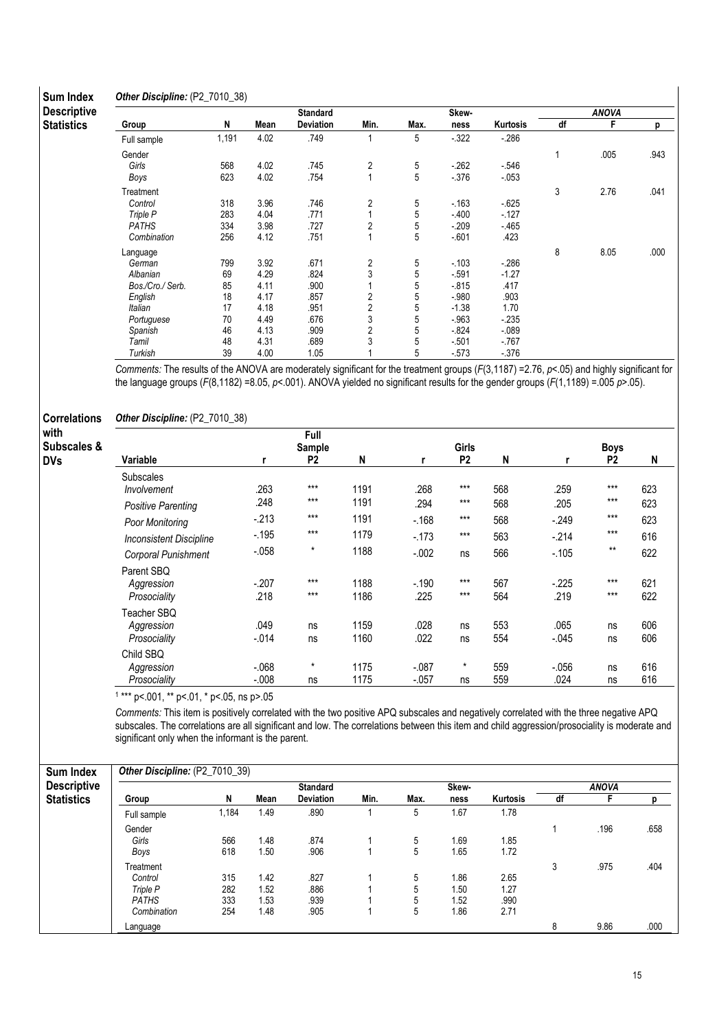**Sum Index Descriptive Statistics**

*Other Discipline:* (P2_7010_38)

| Group | N | Mean | Standard Deviation | Min. | Max. | Skewness | Kurtosis | ANOVA df | F | p |
|---|---|---|---|---|---|---|---|---|---|---|
| Full sample | 1,191 | 4.02 | .749 | 1 | 5 | -.322 | -.286 | | | |
| Gender | | | | | | | | 1 | .005 | .943 |
| *Girls* | 568 | 4.02 | .745 | 2 | 5 | -.262 | -.546 | | | |
| *Boys* | 623 | 4.02 | .754 | 1 | 5 | -.376 | -.053 | | | |
| Treatment | | | | | | | | 3 | 2.76 | .041 |
| *Control* | 318 | 3.96 | .746 | 2 | 5 | -.163 | -.625 | | | |
| *Triple P* | 283 | 4.04 | .771 | 1 | 5 | -.400 | -.127 | | | |
| *PATHS* | 334 | 3.98 | .727 | 2 | 5 | -.209 | -.465 | | | |
| *Combination* | 256 | 4.12 | .751 | 1 | 5 | -.601 | .423 | | | |
| Language | | | | | | | | 8 | 8.05 | .000 |
| *German* | 799 | 3.92 | .671 | 2 | 5 | -.103 | -.286 | | | |
| *Albanian* | 69 | 4.29 | .824 | 3 | 5 | -.591 | -1.27 | | | |
| *Bos./Cro./ Serb.* | 85 | 4.11 | .900 | 1 | 5 | -.815 | .417 | | | |
| *English* | 18 | 4.17 | .857 | 2 | 5 | -.980 | .903 | | | |
| *Italian* | 17 | 4.18 | .951 | 2 | 5 | -1.38 | 1.70 | | | |
| *Portuguese* | 70 | 4.49 | .676 | 3 | 5 | -.963 | -.235 | | | |
| *Spanish* | 46 | 4.13 | .909 | 2 | 5 | -.824 | -.089 | | | |
| *Tamil* | 48 | 4.31 | .689 | 3 | 5 | -.501 | -.767 | | | |
| *Turkish* | 39 | 4.00 | 1.05 | 1 | 5 | -.573 | -.376 | | | |

*Comments:* The results of the ANOVA are moderately significant for the treatment groups ($F(3,1187) = 2.76$, $p<.05$) and highly significant for the language groups ($F(8,1182) = 8.05$, $p<.001$). ANOVA yielded no significant results for the gender groups ($F(1,1189) = .005$ $p>.05$).

**Correlations with Subscales & DVs**

*Other Discipline:* (P2_7010_38)

| Variable | Full Sample r | P2 | N | Girls r | P2 | N | Boys r | P2 | N |
|---|---|---|---|---|---|---|---|---|---|
| Subscales | | | | | | | | | |
| *Involvement* | .263 | *** | 1191 | .268 | *** | 568 | .259 | *** | 623 |
| *Positive Parenting* | .248 | *** | 1191 | .294 | *** | 568 | .205 | *** | 623 |
| *Poor Monitoring* | -.213 | *** | 1191 | -.168 | *** | 568 | -.249 | *** | 623 |
| *Inconsistent Discipline* | -.195 | *** | 1179 | -.173 | *** | 563 | -.214 | *** | 616 |
| *Corporal Punishment* | -.058 | * | 1188 | -.002 | ns | 566 | -.105 | ** | 622 |
| Parent SBQ | | | | | | | | | |
| *Aggression* | -.207 | *** | 1188 | -.190 | *** | 567 | -.225 | *** | 621 |
| *Prosociality* | .218 | *** | 1186 | .225 | *** | 564 | .219 | *** | 622 |
| Teacher SBQ | | | | | | | | | |
| *Aggression* | .049 | ns | 1159 | .028 | ns | 553 | .065 | ns | 606 |
| *Prosociality* | -.014 | ns | 1160 | .022 | ns | 554 | -.045 | ns | 606 |
| Child SBQ | | | | | | | | | |
| *Aggression* | -.068 | * | 1175 | -.087 | * | 559 | -.056 | ns | 616 |
| *Prosociality* | -.008 | ns | 1175 | -.057 | ns | 559 | .024 | ns | 616 |

[1] *** p<.001, ** p<.01, * p<.05, ns p>.05

*Comments:* This item is positively correlated with the two positive APQ subscales and negatively correlated with the three negative APQ subscales. The correlations are all significant and low. The correlations between this item and child aggression/prosociality is moderate and significant only when the informant is the parent.

**Sum Index Descriptive Statistics**

*Other Discipline:* (P2_7010_39)

| Group | N | Mean | Standard Deviation | Min. | Max. | Skewness | Kurtosis | ANOVA df | F | p |
|---|---|---|---|---|---|---|---|---|---|---|
| Full sample | 1,184 | 1.49 | .890 | 1 | 5 | 1.67 | 1.78 | | | |
| Gender | | | | | | | | 1 | .196 | .658 |
| *Girls* | 566 | 1.48 | .874 | 1 | 5 | 1.69 | 1.85 | | | |
| *Boys* | 618 | 1.50 | .906 | 1 | 5 | 1.65 | 1.72 | | | |
| Treatment | | | | | | | | 3 | .975 | .404 |
| *Control* | 315 | 1.42 | .827 | 1 | 5 | 1.86 | 2.65 | | | |
| *Triple P* | 282 | 1.52 | .886 | 1 | 5 | 1.50 | 1.27 | | | |
| *PATHS* | 333 | 1.53 | .939 | 1 | 5 | 1.52 | .990 | | | |
| *Combination* | 254 | 1.48 | .905 | 1 | 5 | 1.86 | 2.71 | | | |
| Language | | | | | | | | 8 | 9.86 | .000 |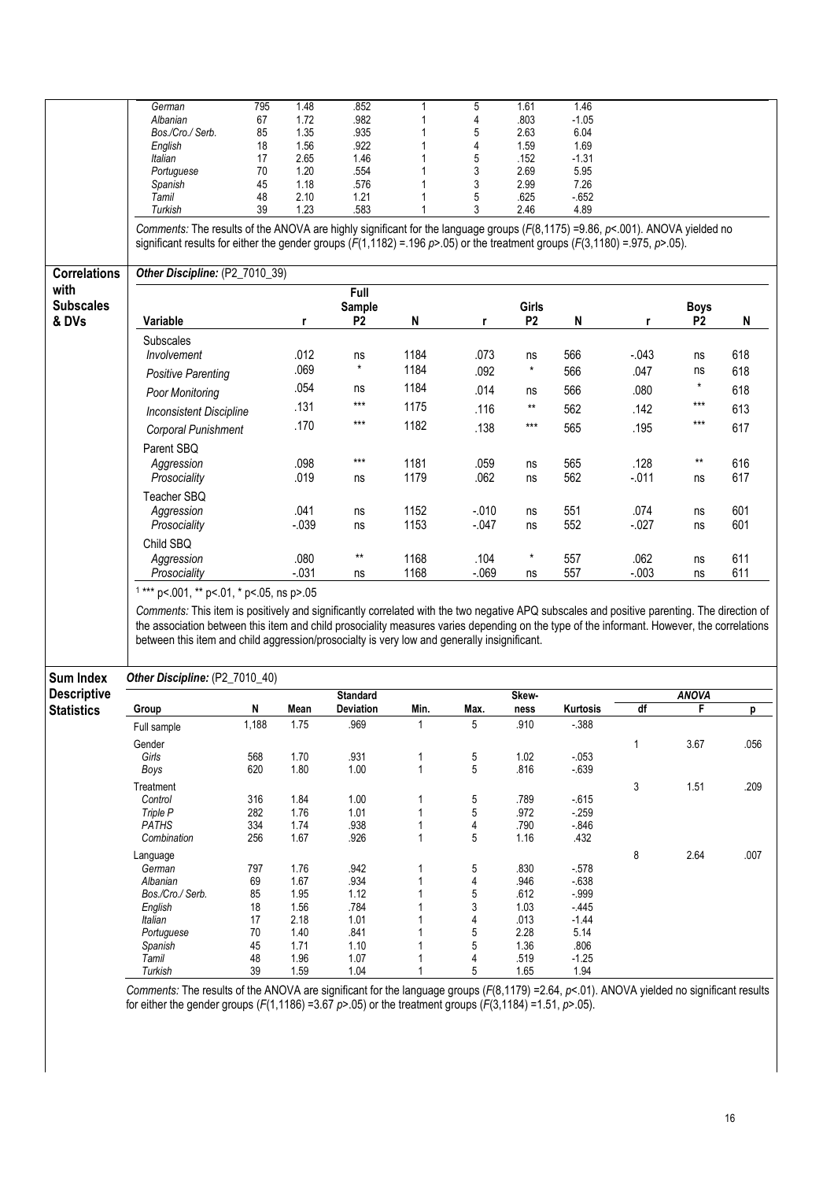| | | | | | | | |
|---|---|---|---|---|---|---|---|
| *German* | 795 | 1.48 | .852 | 1 | 5 | 1.61 | 1.46 |
| *Albanian* | 67 | 1.72 | .982 | 1 | 4 | .803 | -1.05 |
| *Bos./Cro./ Serb.* | 85 | 1.35 | .935 | 1 | 5 | 2.63 | 6.04 |
| *English* | 18 | 1.56 | .922 | 1 | 4 | 1.59 | 1.69 |
| *Italian* | 17 | 2.65 | 1.46 | 1 | 5 | .152 | -1.31 |
| *Portuguese* | 70 | 1.20 | .554 | 1 | 3 | 2.69 | 5.95 |
| *Spanish* | 45 | 1.18 | .576 | 1 | 3 | 2.99 | 7.26 |
| *Tamil* | 48 | 2.10 | 1.21 | 1 | 5 | .625 | -.652 |
| *Turkish* | 39 | 1.23 | .583 | 1 | 3 | 2.46 | 4.89 |

*Comments:* The results of the ANOVA are highly significant for the language groups ($F$(8,1175) =9.86, $p$<.001). ANOVA yielded no significant results for either the gender groups ($F$(1,1182) =.196 $p$>.05) or the treatment groups ($F$(3,1180) =.975, $p$>.05).

## Correlations with Subscales & DVs

**Other Discipline:** (P2_7010_39)

| Variable | Full Sample r | P2 | N | Girls r | P2 | N | Boys r | P2 | N |
|---|---|---|---|---|---|---|---|---|---|
| Subscales | | | | | | | | | |
| *Involvement* | .012 | ns | 1184 | .073 | ns | 566 | -.043 | ns | 618 |
| *Positive Parenting* | .069 | * | 1184 | .092 | * | 566 | .047 | ns | 618 |
| *Poor Monitoring* | .054 | ns | 1184 | .014 | ns | 566 | .080 | * | 618 |
| *Inconsistent Discipline* | .131 | *** | 1175 | .116 | ** | 562 | .142 | *** | 613 |
| *Corporal Punishment* | .170 | *** | 1182 | .138 | *** | 565 | .195 | *** | 617 |
| Parent SBQ | | | | | | | | | |
| *Aggression* | .098 | *** | 1181 | .059 | ns | 565 | .128 | ** | 616 |
| *Prosociality* | .019 | ns | 1179 | .062 | ns | 562 | -.011 | ns | 617 |
| Teacher SBQ | | | | | | | | | |
| *Aggression* | .041 | ns | 1152 | -.010 | ns | 551 | .074 | ns | 601 |
| *Prosociality* | -.039 | ns | 1153 | -.047 | ns | 552 | -.027 | ns | 601 |
| Child SBQ | | | | | | | | | |
| *Aggression* | .080 | ** | 1168 | .104 | * | 557 | .062 | ns | 611 |
| *Prosociality* | -.031 | ns | 1168 | -.069 | ns | 557 | -.003 | ns | 611 |

[1] *** p<.001, ** p<.01, * p<.05, ns p>.05

*Comments:* This item is positively and significantly correlated with the two negative APQ subscales and positive parenting. The direction of the association between this item and child prosociality measures varies depending on the type of the informant. However, the correlations between this item and child aggression/prosocialty is very low and generally insignificant.

## Sum Index Descriptive Statistics

**Other Discipline:** (P2_7010_40)

| Group | N | Mean | Standard Deviation | Min. | Max. | Skew-ness | Kurtosis | ANOVA df | F | p |
|---|---|---|---|---|---|---|---|---|---|---|
| Full sample | 1,188 | 1.75 | .969 | 1 | 5 | .910 | -.388 | | | |
| Gender | | | | | | | | 1 | 3.67 | .056 |
| *Girls* | 568 | 1.70 | .931 | 1 | 5 | 1.02 | -.053 | | | |
| *Boys* | 620 | 1.80 | 1.00 | 1 | 5 | .816 | -.639 | | | |
| Treatment | | | | | | | | 3 | 1.51 | .209 |
| *Control* | 316 | 1.84 | 1.00 | 1 | 5 | .789 | -.615 | | | |
| *Triple P* | 282 | 1.76 | 1.01 | 1 | 5 | .972 | -.259 | | | |
| *PATHS* | 334 | 1.74 | .938 | 1 | 4 | .790 | -.846 | | | |
| *Combination* | 256 | 1.67 | .926 | 1 | 5 | 1.16 | .432 | | | |
| Language | | | | | | | | 8 | 2.64 | .007 |
| *German* | 797 | 1.76 | .942 | 1 | 5 | .830 | -.578 | | | |
| *Albanian* | 69 | 1.67 | .934 | 1 | 4 | .946 | -.638 | | | |
| *Bos./Cro./ Serb.* | 85 | 1.95 | 1.12 | 1 | 5 | .612 | -.999 | | | |
| *English* | 18 | 1.56 | .784 | 1 | 3 | 1.03 | -.445 | | | |
| *Italian* | 17 | 2.18 | 1.01 | 1 | 4 | .013 | -1.44 | | | |
| *Portuguese* | 70 | 1.40 | .841 | 1 | 5 | 2.28 | 5.14 | | | |
| *Spanish* | 45 | 1.71 | 1.10 | 1 | 5 | 1.36 | .806 | | | |
| *Tamil* | 48 | 1.96 | 1.07 | 1 | 4 | .519 | -1.25 | | | |
| *Turkish* | 39 | 1.59 | 1.04 | 1 | 5 | 1.65 | 1.94 | | | |

*Comments:* The results of the ANOVA are significant for the language groups ($F$(8,1179) =2.64, $p$<.01). ANOVA yielded no significant results for either the gender groups ($F$(1,1186) =3.67 $p$>.05) or the treatment groups ($F$(3,1184) =1.51, $p$>.05).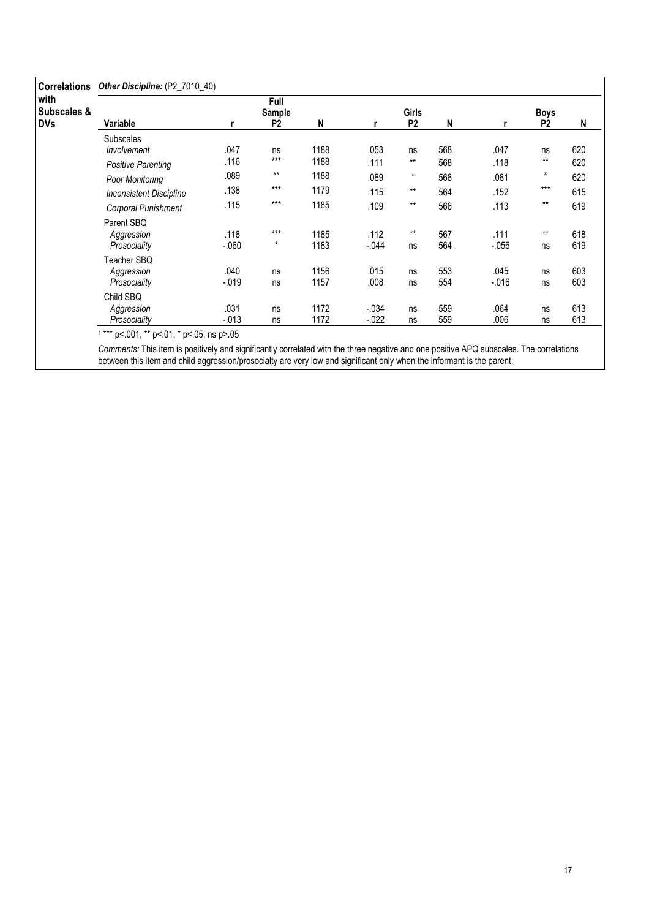**Correlations with Subscales & DVs** — ***Other Discipline:*** (P2_7010_40)

| Variable | Full Sample r | Full Sample P2 | Full Sample N | Girls r | Girls P2 | Girls N | Boys r | Boys P2 | Boys N |
|---|---|---|---|---|---|---|---|---|---|
| Subscales | | | | | | | | | |
| *Involvement* | .047 | ns | 1188 | .053 | ns | 568 | .047 | ns | 620 |
| *Positive Parenting* | .116 | *** | 1188 | .111 | ** | 568 | .118 | ** | 620 |
| *Poor Monitoring* | .089 | ** | 1188 | .089 | * | 568 | .081 | * | 620 |
| *Inconsistent Discipline* | .138 | *** | 1179 | .115 | ** | 564 | .152 | *** | 615 |
| *Corporal Punishment* | .115 | *** | 1185 | .109 | ** | 566 | .113 | ** | 619 |
| Parent SBQ | | | | | | | | | |
| *Aggression* | .118 | *** | 1185 | .112 | ** | 567 | .111 | ** | 618 |
| *Prosociality* | -.060 | * | 1183 | -.044 | ns | 564 | -.056 | ns | 619 |
| Teacher SBQ | | | | | | | | | |
| *Aggression* | .040 | ns | 1156 | .015 | ns | 553 | .045 | ns | 603 |
| *Prosociality* | -.019 | ns | 1157 | .008 | ns | 554 | -.016 | ns | 603 |
| Child SBQ | | | | | | | | | |
| *Aggression* | .031 | ns | 1172 | -.034 | ns | 559 | .064 | ns | 613 |
| *Prosociality* | -.013 | ns | 1172 | -.022 | ns | 559 | .006 | ns | 613 |

[1] *** p<.001, ** p<.01, * p<.05, ns p>.05

*Comments:* This item is positively and significantly correlated with the three negative and one positive APQ subscales. The correlations between this item and child aggression/prosocialty are very low and significant only when the informant is the parent.